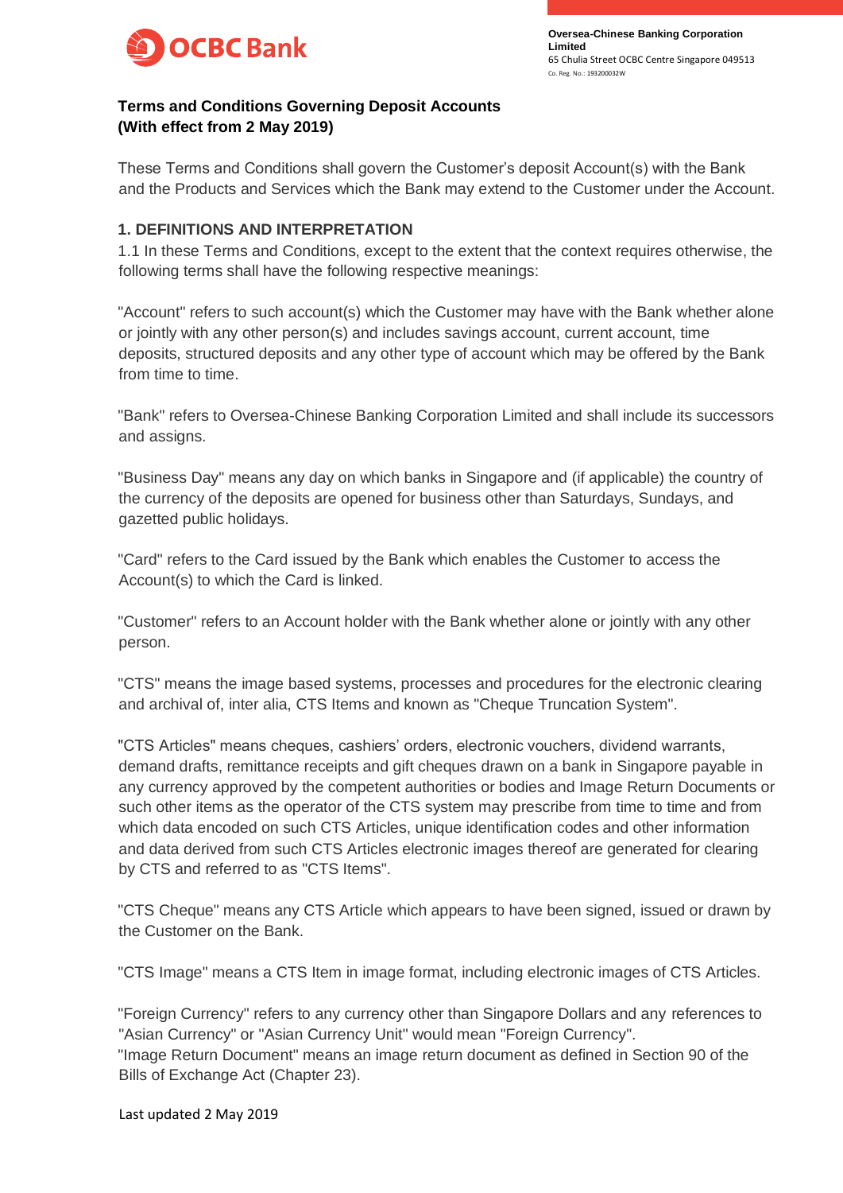# Terms and Conditions Governing Deposit Accounts (With effect from 2 May 2019)

These Terms and Conditions shall govern the Customer's deposit Account(s) with the Bank and the Products and Services which the Bank may extend to the Customer under the Account.

## 1. DEFINITIONS AND INTERPRETATION

1.1 In these Terms and Conditions, except to the extent that the context requires otherwise, the following terms shall have the following respective meanings:

"Account" refers to such account(s) which the Customer may have with the Bank whether alone or jointly with any other person(s) and includes savings account, current account, time deposits, structured deposits and any other type of account which may be offered by the Bank from time to time.

"Bank" refers to Oversea-Chinese Banking Corporation Limited and shall include its successors and assigns.

"Business Day" means any day on which banks in Singapore and (if applicable) the country of the currency of the deposits are opened for business other than Saturdays, Sundays, and gazetted public holidays.

"Card" refers to the Card issued by the Bank which enables the Customer to access the Account(s) to which the Card is linked.

"Customer" refers to an Account holder with the Bank whether alone or jointly with any other person.

"CTS" means the image based systems, processes and procedures for the electronic clearing and archival of, inter alia, CTS Items and known as "Cheque Truncation System".

"CTS Articles" means cheques, cashiers' orders, electronic vouchers, dividend warrants, demand drafts, remittance receipts and gift cheques drawn on a bank in Singapore payable in any currency approved by the competent authorities or bodies and Image Return Documents or such other items as the operator of the CTS system may prescribe from time to time and from which data encoded on such CTS Articles, unique identification codes and other information and data derived from such CTS Articles electronic images thereof are generated for clearing by CTS and referred to as "CTS Items".

"CTS Cheque" means any CTS Article which appears to have been signed, issued or drawn by the Customer on the Bank.

"CTS Image" means a CTS Item in image format, including electronic images of CTS Articles.

"Foreign Currency" refers to any currency other than Singapore Dollars and any references to "Asian Currency" or "Asian Currency Unit" would mean "Foreign Currency".
"Image Return Document" means an image return document as defined in Section 90 of the Bills of Exchange Act (Chapter 23).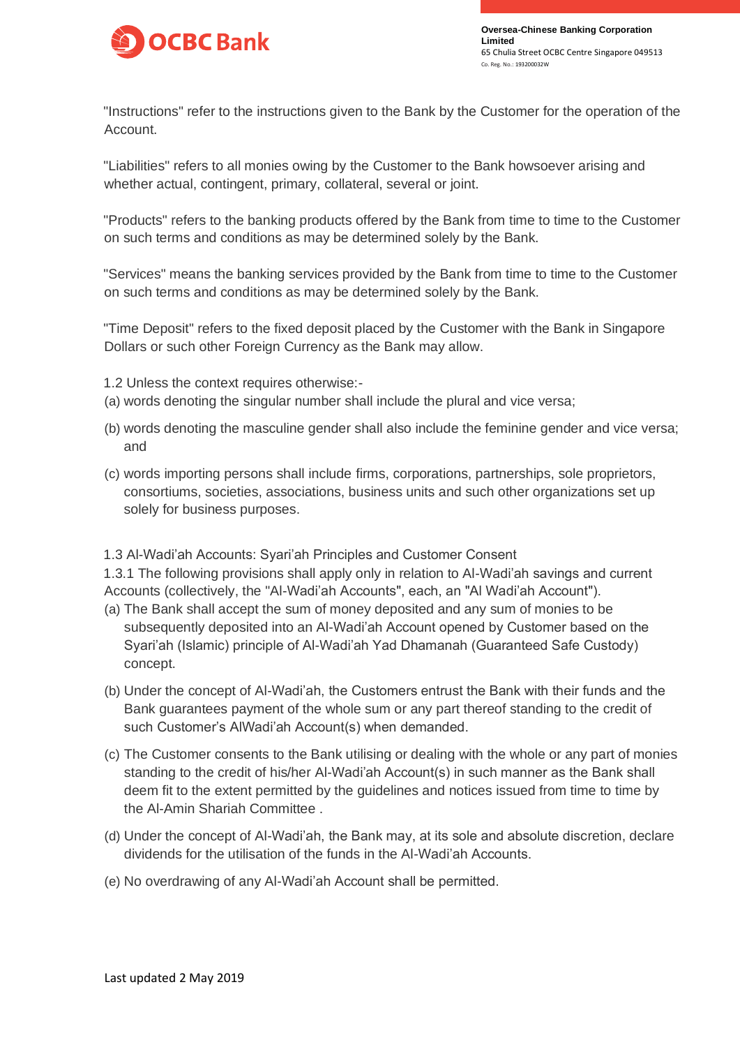"Instructions" refer to the instructions given to the Bank by the Customer for the operation of the Account.

"Liabilities" refers to all monies owing by the Customer to the Bank howsoever arising and whether actual, contingent, primary, collateral, several or joint.

"Products" refers to the banking products offered by the Bank from time to time to the Customer on such terms and conditions as may be determined solely by the Bank.

"Services" means the banking services provided by the Bank from time to time to the Customer on such terms and conditions as may be determined solely by the Bank.

"Time Deposit" refers to the fixed deposit placed by the Customer with the Bank in Singapore Dollars or such other Foreign Currency as the Bank may allow.

1.2 Unless the context requires otherwise:-

(a) words denoting the singular number shall include the plural and vice versa;

(b) words denoting the masculine gender shall also include the feminine gender and vice versa; and

(c) words importing persons shall include firms, corporations, partnerships, sole proprietors, consortiums, societies, associations, business units and such other organizations set up solely for business purposes.

1.3 Al-Wadi'ah Accounts: Syari'ah Principles and Customer Consent

1.3.1 The following provisions shall apply only in relation to Al-Wadi'ah savings and current Accounts (collectively, the "Al-Wadi'ah Accounts", each, an "Al Wadi'ah Account").

(a) The Bank shall accept the sum of money deposited and any sum of monies to be subsequently deposited into an Al-Wadi'ah Account opened by Customer based on the Syari'ah (Islamic) principle of Al-Wadi'ah Yad Dhamanah (Guaranteed Safe Custody) concept.

(b) Under the concept of Al-Wadi'ah, the Customers entrust the Bank with their funds and the Bank guarantees payment of the whole sum or any part thereof standing to the credit of such Customer's AlWadi'ah Account(s) when demanded.

(c) The Customer consents to the Bank utilising or dealing with the whole or any part of monies standing to the credit of his/her Al-Wadi'ah Account(s) in such manner as the Bank shall deem fit to the extent permitted by the guidelines and notices issued from time to time by the Al-Amin Shariah Committee .

(d) Under the concept of Al-Wadi'ah, the Bank may, at its sole and absolute discretion, declare dividends for the utilisation of the funds in the Al-Wadi'ah Accounts.

(e) No overdrawing of any Al-Wadi'ah Account shall be permitted.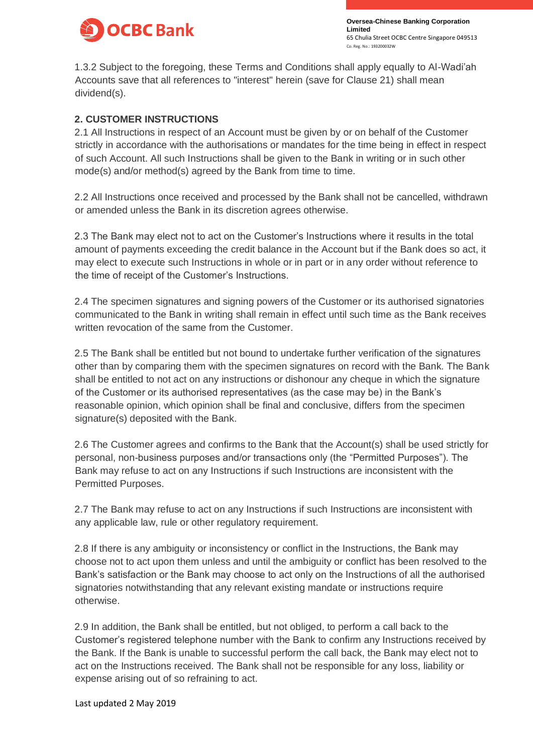1.3.2 Subject to the foregoing, these Terms and Conditions shall apply equally to Al-Wadi'ah Accounts save that all references to "interest" herein (save for Clause 21) shall mean dividend(s).

## 2. CUSTOMER INSTRUCTIONS

2.1 All Instructions in respect of an Account must be given by or on behalf of the Customer strictly in accordance with the authorisations or mandates for the time being in effect in respect of such Account. All such Instructions shall be given to the Bank in writing or in such other mode(s) and/or method(s) agreed by the Bank from time to time.

2.2 All Instructions once received and processed by the Bank shall not be cancelled, withdrawn or amended unless the Bank in its discretion agrees otherwise.

2.3 The Bank may elect not to act on the Customer's Instructions where it results in the total amount of payments exceeding the credit balance in the Account but if the Bank does so act, it may elect to execute such Instructions in whole or in part or in any order without reference to the time of receipt of the Customer's Instructions.

2.4 The specimen signatures and signing powers of the Customer or its authorised signatories communicated to the Bank in writing shall remain in effect until such time as the Bank receives written revocation of the same from the Customer.

2.5 The Bank shall be entitled but not bound to undertake further verification of the signatures other than by comparing them with the specimen signatures on record with the Bank. The Bank shall be entitled to not act on any instructions or dishonour any cheque in which the signature of the Customer or its authorised representatives (as the case may be) in the Bank's reasonable opinion, which opinion shall be final and conclusive, differs from the specimen signature(s) deposited with the Bank.

2.6 The Customer agrees and confirms to the Bank that the Account(s) shall be used strictly for personal, non-business purposes and/or transactions only (the "Permitted Purposes"). The Bank may refuse to act on any Instructions if such Instructions are inconsistent with the Permitted Purposes.

2.7 The Bank may refuse to act on any Instructions if such Instructions are inconsistent with any applicable law, rule or other regulatory requirement.

2.8 If there is any ambiguity or inconsistency or conflict in the Instructions, the Bank may choose not to act upon them unless and until the ambiguity or conflict has been resolved to the Bank's satisfaction or the Bank may choose to act only on the Instructions of all the authorised signatories notwithstanding that any relevant existing mandate or instructions require otherwise.

2.9 In addition, the Bank shall be entitled, but not obliged, to perform a call back to the Customer's registered telephone number with the Bank to confirm any Instructions received by the Bank. If the Bank is unable to successful perform the call back, the Bank may elect not to act on the Instructions received. The Bank shall not be responsible for any loss, liability or expense arising out of so refraining to act.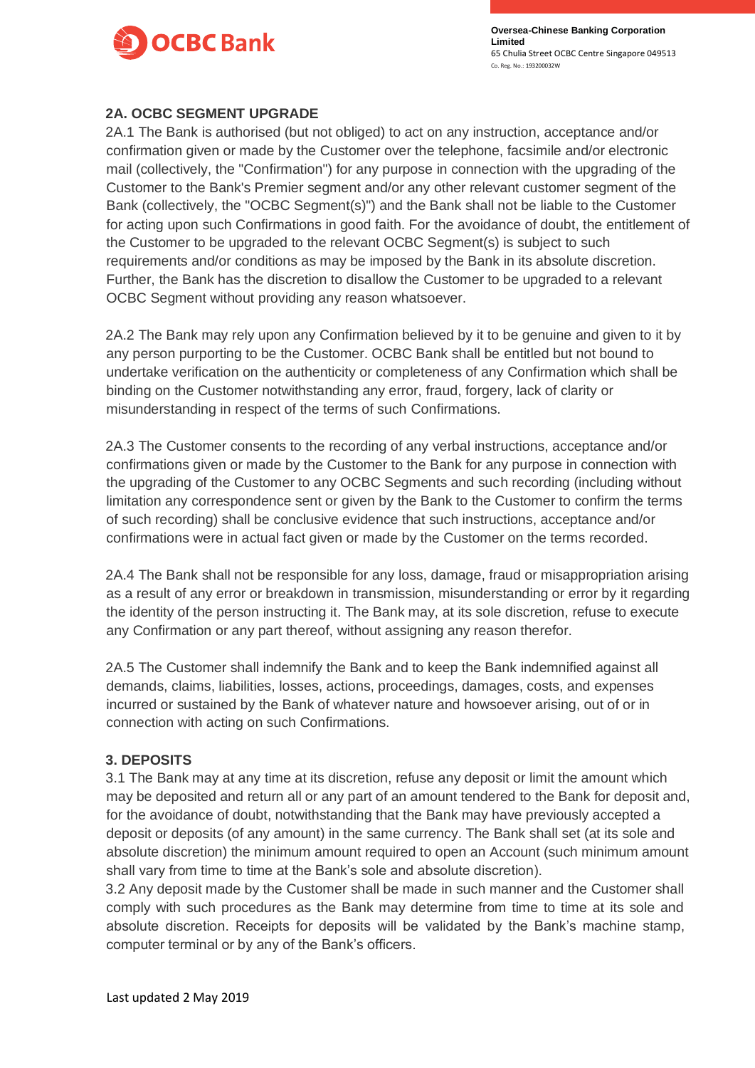## 2A. OCBC SEGMENT UPGRADE

2A.1 The Bank is authorised (but not obliged) to act on any instruction, acceptance and/or confirmation given or made by the Customer over the telephone, facsimile and/or electronic mail (collectively, the "Confirmation") for any purpose in connection with the upgrading of the Customer to the Bank's Premier segment and/or any other relevant customer segment of the Bank (collectively, the "OCBC Segment(s)") and the Bank shall not be liable to the Customer for acting upon such Confirmations in good faith. For the avoidance of doubt, the entitlement of the Customer to be upgraded to the relevant OCBC Segment(s) is subject to such requirements and/or conditions as may be imposed by the Bank in its absolute discretion. Further, the Bank has the discretion to disallow the Customer to be upgraded to a relevant OCBC Segment without providing any reason whatsoever.

2A.2 The Bank may rely upon any Confirmation believed by it to be genuine and given to it by any person purporting to be the Customer. OCBC Bank shall be entitled but not bound to undertake verification on the authenticity or completeness of any Confirmation which shall be binding on the Customer notwithstanding any error, fraud, forgery, lack of clarity or misunderstanding in respect of the terms of such Confirmations.

2A.3 The Customer consents to the recording of any verbal instructions, acceptance and/or confirmations given or made by the Customer to the Bank for any purpose in connection with the upgrading of the Customer to any OCBC Segments and such recording (including without limitation any correspondence sent or given by the Bank to the Customer to confirm the terms of such recording) shall be conclusive evidence that such instructions, acceptance and/or confirmations were in actual fact given or made by the Customer on the terms recorded.

2A.4 The Bank shall not be responsible for any loss, damage, fraud or misappropriation arising as a result of any error or breakdown in transmission, misunderstanding or error by it regarding the identity of the person instructing it. The Bank may, at its sole discretion, refuse to execute any Confirmation or any part thereof, without assigning any reason therefor.

2A.5 The Customer shall indemnify the Bank and to keep the Bank indemnified against all demands, claims, liabilities, losses, actions, proceedings, damages, costs, and expenses incurred or sustained by the Bank of whatever nature and howsoever arising, out of or in connection with acting on such Confirmations.

## 3. DEPOSITS

3.1 The Bank may at any time at its discretion, refuse any deposit or limit the amount which may be deposited and return all or any part of an amount tendered to the Bank for deposit and, for the avoidance of doubt, notwithstanding that the Bank may have previously accepted a deposit or deposits (of any amount) in the same currency. The Bank shall set (at its sole and absolute discretion) the minimum amount required to open an Account (such minimum amount shall vary from time to time at the Bank's sole and absolute discretion).

3.2 Any deposit made by the Customer shall be made in such manner and the Customer shall comply with such procedures as the Bank may determine from time to time at its sole and absolute discretion. Receipts for deposits will be validated by the Bank's machine stamp, computer terminal or by any of the Bank's officers.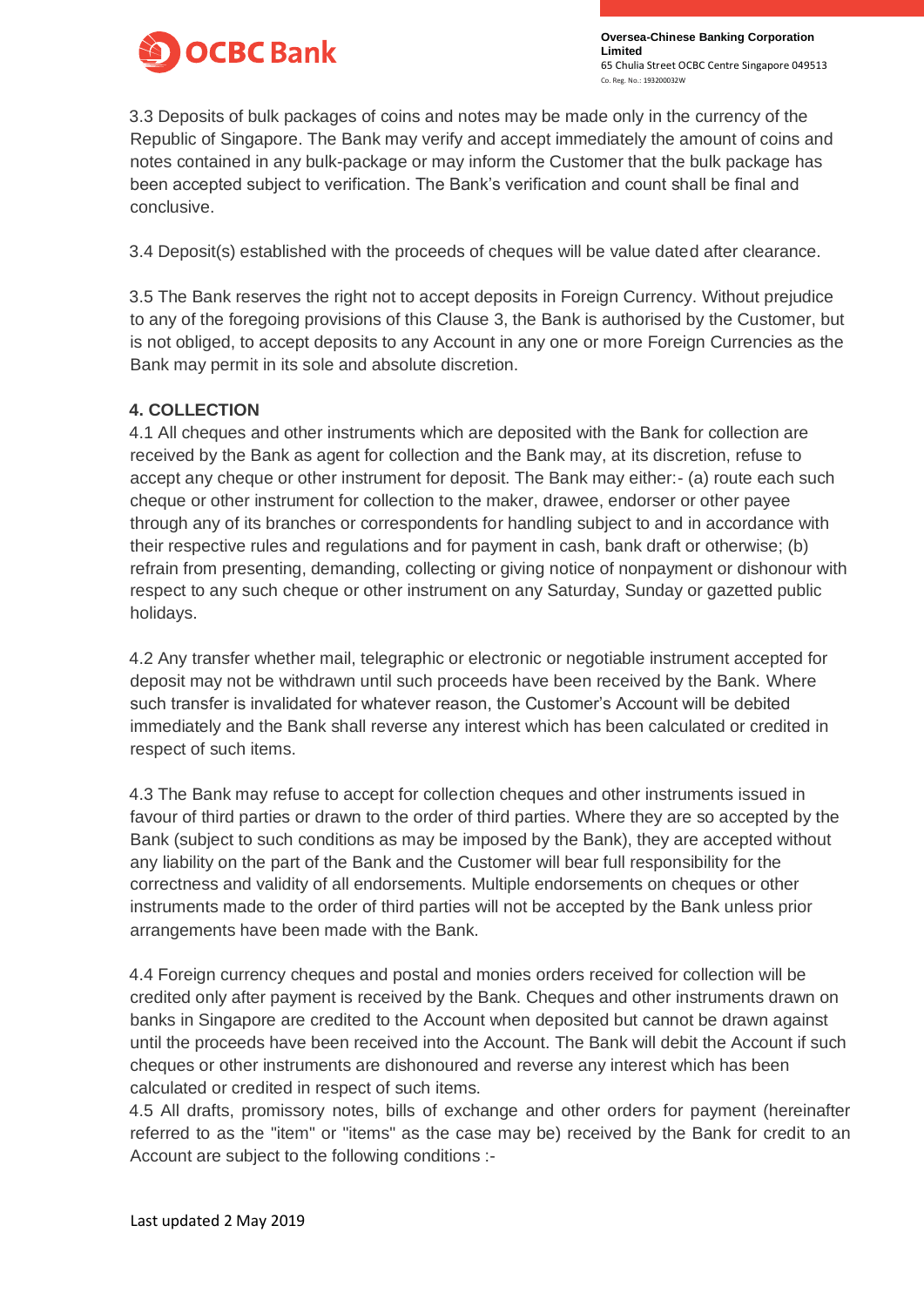3.3 Deposits of bulk packages of coins and notes may be made only in the currency of the Republic of Singapore. The Bank may verify and accept immediately the amount of coins and notes contained in any bulk-package or may inform the Customer that the bulk package has been accepted subject to verification. The Bank's verification and count shall be final and conclusive.

3.4 Deposit(s) established with the proceeds of cheques will be value dated after clearance.

3.5 The Bank reserves the right not to accept deposits in Foreign Currency. Without prejudice to any of the foregoing provisions of this Clause 3, the Bank is authorised by the Customer, but is not obliged, to accept deposits to any Account in any one or more Foreign Currencies as the Bank may permit in its sole and absolute discretion.

**4. COLLECTION**

4.1 All cheques and other instruments which are deposited with the Bank for collection are received by the Bank as agent for collection and the Bank may, at its discretion, refuse to accept any cheque or other instrument for deposit. The Bank may either:- (a) route each such cheque or other instrument for collection to the maker, drawee, endorser or other payee through any of its branches or correspondents for handling subject to and in accordance with their respective rules and regulations and for payment in cash, bank draft or otherwise; (b) refrain from presenting, demanding, collecting or giving notice of nonpayment or dishonour with respect to any such cheque or other instrument on any Saturday, Sunday or gazetted public holidays.

4.2 Any transfer whether mail, telegraphic or electronic or negotiable instrument accepted for deposit may not be withdrawn until such proceeds have been received by the Bank. Where such transfer is invalidated for whatever reason, the Customer's Account will be debited immediately and the Bank shall reverse any interest which has been calculated or credited in respect of such items.

4.3 The Bank may refuse to accept for collection cheques and other instruments issued in favour of third parties or drawn to the order of third parties. Where they are so accepted by the Bank (subject to such conditions as may be imposed by the Bank), they are accepted without any liability on the part of the Bank and the Customer will bear full responsibility for the correctness and validity of all endorsements. Multiple endorsements on cheques or other instruments made to the order of third parties will not be accepted by the Bank unless prior arrangements have been made with the Bank.

4.4 Foreign currency cheques and postal and monies orders received for collection will be credited only after payment is received by the Bank. Cheques and other instruments drawn on banks in Singapore are credited to the Account when deposited but cannot be drawn against until the proceeds have been received into the Account. The Bank will debit the Account if such cheques or other instruments are dishonoured and reverse any interest which has been calculated or credited in respect of such items.

4.5 All drafts, promissory notes, bills of exchange and other orders for payment (hereinafter referred to as the "item" or "items" as the case may be) received by the Bank for credit to an Account are subject to the following conditions :-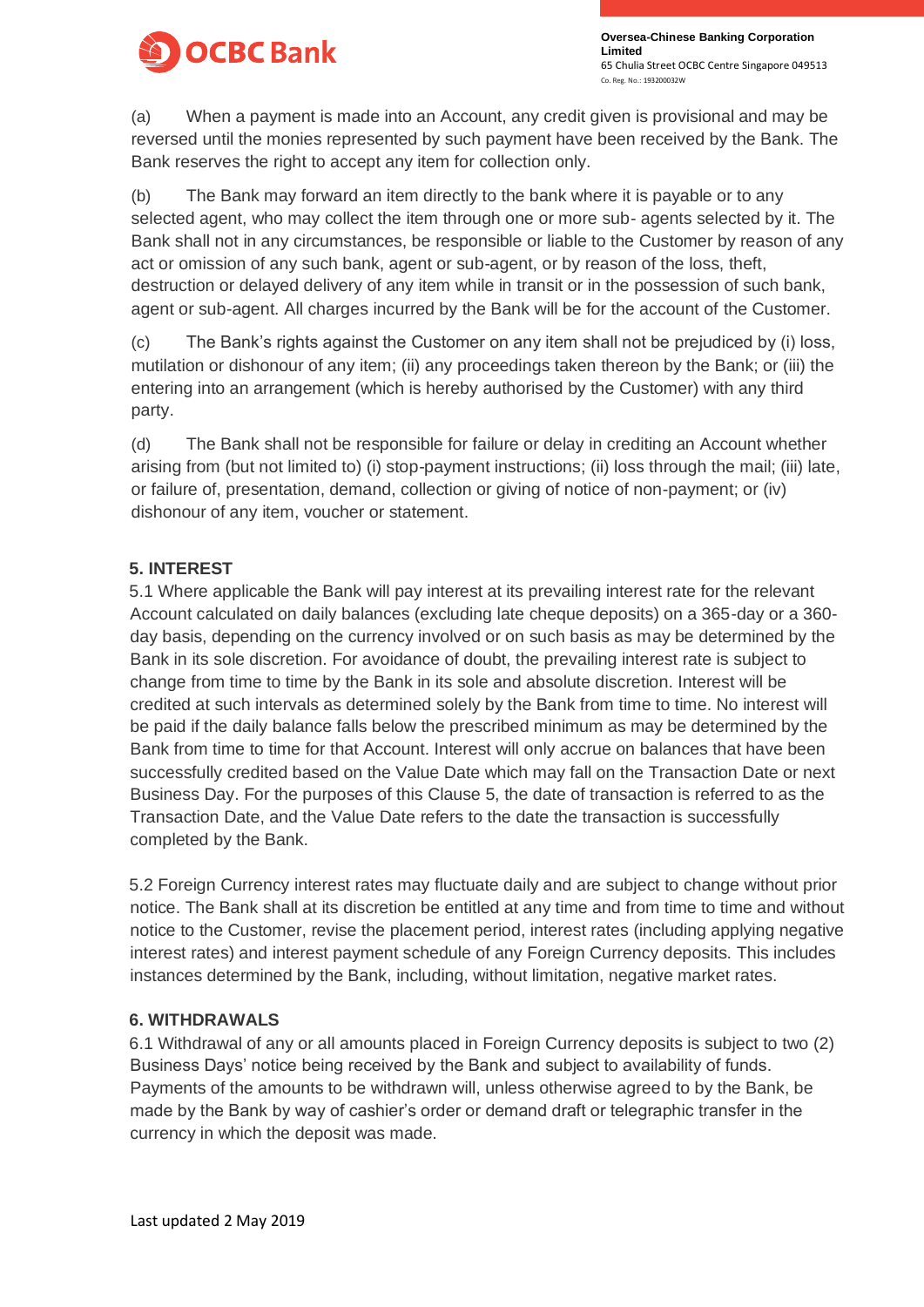(a) When a payment is made into an Account, any credit given is provisional and may be reversed until the monies represented by such payment have been received by the Bank. The Bank reserves the right to accept any item for collection only.

(b) The Bank may forward an item directly to the bank where it is payable or to any selected agent, who may collect the item through one or more sub- agents selected by it. The Bank shall not in any circumstances, be responsible or liable to the Customer by reason of any act or omission of any such bank, agent or sub-agent, or by reason of the loss, theft, destruction or delayed delivery of any item while in transit or in the possession of such bank, agent or sub-agent. All charges incurred by the Bank will be for the account of the Customer.

(c) The Bank's rights against the Customer on any item shall not be prejudiced by (i) loss, mutilation or dishonour of any item; (ii) any proceedings taken thereon by the Bank; or (iii) the entering into an arrangement (which is hereby authorised by the Customer) with any third party.

(d) The Bank shall not be responsible for failure or delay in crediting an Account whether arising from (but not limited to) (i) stop-payment instructions; (ii) loss through the mail; (iii) late, or failure of, presentation, demand, collection or giving of notice of non-payment; or (iv) dishonour of any item, voucher or statement.

## 5. INTEREST

5.1 Where applicable the Bank will pay interest at its prevailing interest rate for the relevant Account calculated on daily balances (excluding late cheque deposits) on a 365-day or a 360-day basis, depending on the currency involved or on such basis as may be determined by the Bank in its sole discretion. For avoidance of doubt, the prevailing interest rate is subject to change from time to time by the Bank in its sole and absolute discretion. Interest will be credited at such intervals as determined solely by the Bank from time to time. No interest will be paid if the daily balance falls below the prescribed minimum as may be determined by the Bank from time to time for that Account. Interest will only accrue on balances that have been successfully credited based on the Value Date which may fall on the Transaction Date or next Business Day. For the purposes of this Clause 5, the date of transaction is referred to as the Transaction Date, and the Value Date refers to the date the transaction is successfully completed by the Bank.

5.2 Foreign Currency interest rates may fluctuate daily and are subject to change without prior notice. The Bank shall at its discretion be entitled at any time and from time to time and without notice to the Customer, revise the placement period, interest rates (including applying negative interest rates) and interest payment schedule of any Foreign Currency deposits. This includes instances determined by the Bank, including, without limitation, negative market rates.

## 6. WITHDRAWALS

6.1 Withdrawal of any or all amounts placed in Foreign Currency deposits is subject to two (2) Business Days' notice being received by the Bank and subject to availability of funds. Payments of the amounts to be withdrawn will, unless otherwise agreed to by the Bank, be made by the Bank by way of cashier's order or demand draft or telegraphic transfer in the currency in which the deposit was made.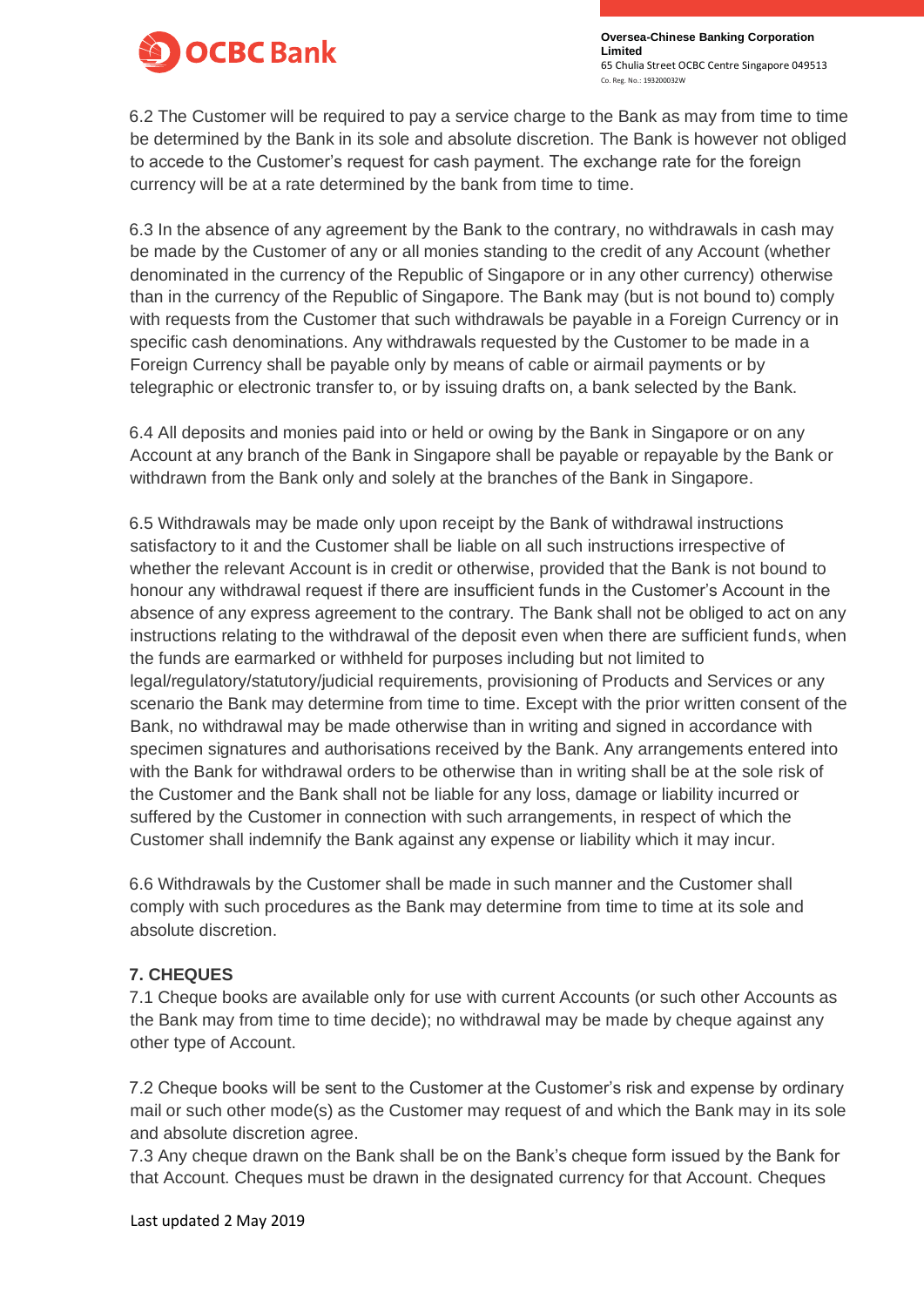6.2 The Customer will be required to pay a service charge to the Bank as may from time to time be determined by the Bank in its sole and absolute discretion. The Bank is however not obliged to accede to the Customer's request for cash payment. The exchange rate for the foreign currency will be at a rate determined by the bank from time to time.

6.3 In the absence of any agreement by the Bank to the contrary, no withdrawals in cash may be made by the Customer of any or all monies standing to the credit of any Account (whether denominated in the currency of the Republic of Singapore or in any other currency) otherwise than in the currency of the Republic of Singapore. The Bank may (but is not bound to) comply with requests from the Customer that such withdrawals be payable in a Foreign Currency or in specific cash denominations. Any withdrawals requested by the Customer to be made in a Foreign Currency shall be payable only by means of cable or airmail payments or by telegraphic or electronic transfer to, or by issuing drafts on, a bank selected by the Bank.

6.4 All deposits and monies paid into or held or owing by the Bank in Singapore or on any Account at any branch of the Bank in Singapore shall be payable or repayable by the Bank or withdrawn from the Bank only and solely at the branches of the Bank in Singapore.

6.5 Withdrawals may be made only upon receipt by the Bank of withdrawal instructions satisfactory to it and the Customer shall be liable on all such instructions irrespective of whether the relevant Account is in credit or otherwise, provided that the Bank is not bound to honour any withdrawal request if there are insufficient funds in the Customer's Account in the absence of any express agreement to the contrary. The Bank shall not be obliged to act on any instructions relating to the withdrawal of the deposit even when there are sufficient funds, when the funds are earmarked or withheld for purposes including but not limited to legal/regulatory/statutory/judicial requirements, provisioning of Products and Services or any scenario the Bank may determine from time to time. Except with the prior written consent of the Bank, no withdrawal may be made otherwise than in writing and signed in accordance with specimen signatures and authorisations received by the Bank. Any arrangements entered into with the Bank for withdrawal orders to be otherwise than in writing shall be at the sole risk of the Customer and the Bank shall not be liable for any loss, damage or liability incurred or suffered by the Customer in connection with such arrangements, in respect of which the Customer shall indemnify the Bank against any expense or liability which it may incur.

6.6 Withdrawals by the Customer shall be made in such manner and the Customer shall comply with such procedures as the Bank may determine from time to time at its sole and absolute discretion.

## 7. CHEQUES

7.1 Cheque books are available only for use with current Accounts (or such other Accounts as the Bank may from time to time decide); no withdrawal may be made by cheque against any other type of Account.

7.2 Cheque books will be sent to the Customer at the Customer's risk and expense by ordinary mail or such other mode(s) as the Customer may request of and which the Bank may in its sole and absolute discretion agree.

7.3 Any cheque drawn on the Bank shall be on the Bank's cheque form issued by the Bank for that Account. Cheques must be drawn in the designated currency for that Account. Cheques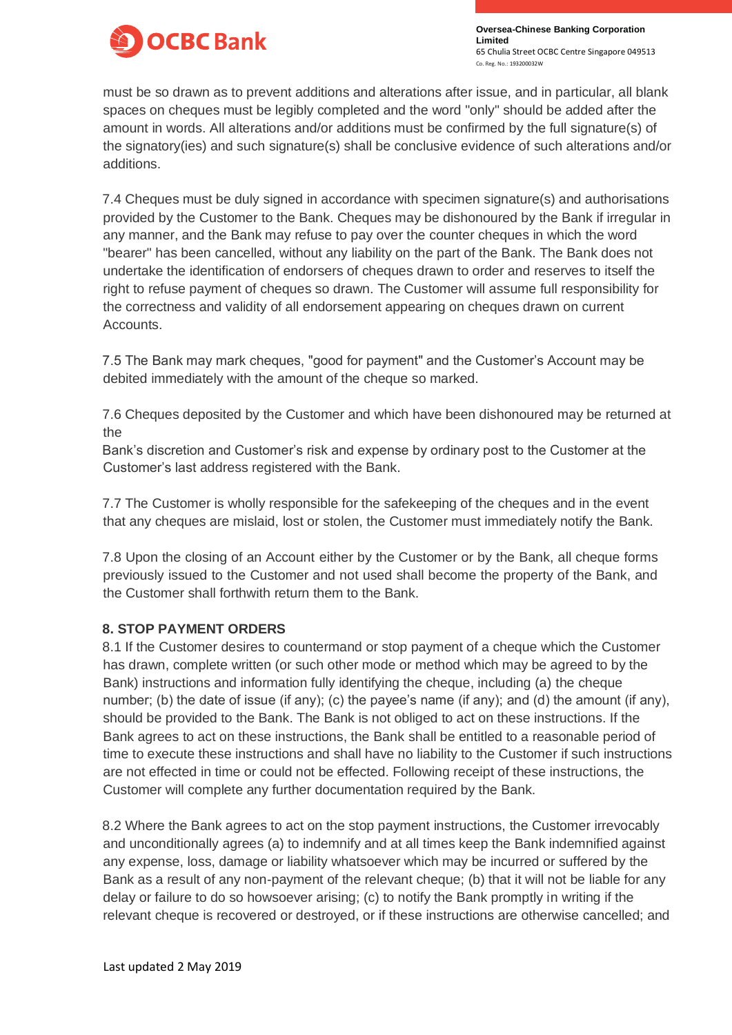must be so drawn as to prevent additions and alterations after issue, and in particular, all blank spaces on cheques must be legibly completed and the word "only" should be added after the amount in words. All alterations and/or additions must be confirmed by the full signature(s) of the signatory(ies) and such signature(s) shall be conclusive evidence of such alterations and/or additions.

7.4 Cheques must be duly signed in accordance with specimen signature(s) and authorisations provided by the Customer to the Bank. Cheques may be dishonoured by the Bank if irregular in any manner, and the Bank may refuse to pay over the counter cheques in which the word "bearer" has been cancelled, without any liability on the part of the Bank. The Bank does not undertake the identification of endorsers of cheques drawn to order and reserves to itself the right to refuse payment of cheques so drawn. The Customer will assume full responsibility for the correctness and validity of all endorsement appearing on cheques drawn on current Accounts.

7.5 The Bank may mark cheques, "good for payment" and the Customer's Account may be debited immediately with the amount of the cheque so marked.

7.6 Cheques deposited by the Customer and which have been dishonoured may be returned at the Bank's discretion and Customer's risk and expense by ordinary post to the Customer at the Customer's last address registered with the Bank.

7.7 The Customer is wholly responsible for the safekeeping of the cheques and in the event that any cheques are mislaid, lost or stolen, the Customer must immediately notify the Bank.

7.8 Upon the closing of an Account either by the Customer or by the Bank, all cheque forms previously issued to the Customer and not used shall become the property of the Bank, and the Customer shall forthwith return them to the Bank.

## 8. STOP PAYMENT ORDERS

8.1 If the Customer desires to countermand or stop payment of a cheque which the Customer has drawn, complete written (or such other mode or method which may be agreed to by the Bank) instructions and information fully identifying the cheque, including (a) the cheque number; (b) the date of issue (if any); (c) the payee's name (if any); and (d) the amount (if any), should be provided to the Bank. The Bank is not obliged to act on these instructions. If the Bank agrees to act on these instructions, the Bank shall be entitled to a reasonable period of time to execute these instructions and shall have no liability to the Customer if such instructions are not effected in time or could not be effected. Following receipt of these instructions, the Customer will complete any further documentation required by the Bank.

8.2 Where the Bank agrees to act on the stop payment instructions, the Customer irrevocably and unconditionally agrees (a) to indemnify and at all times keep the Bank indemnified against any expense, loss, damage or liability whatsoever which may be incurred or suffered by the Bank as a result of any non-payment of the relevant cheque; (b) that it will not be liable for any delay or failure to do so howsoever arising; (c) to notify the Bank promptly in writing if the relevant cheque is recovered or destroyed, or if these instructions are otherwise cancelled; and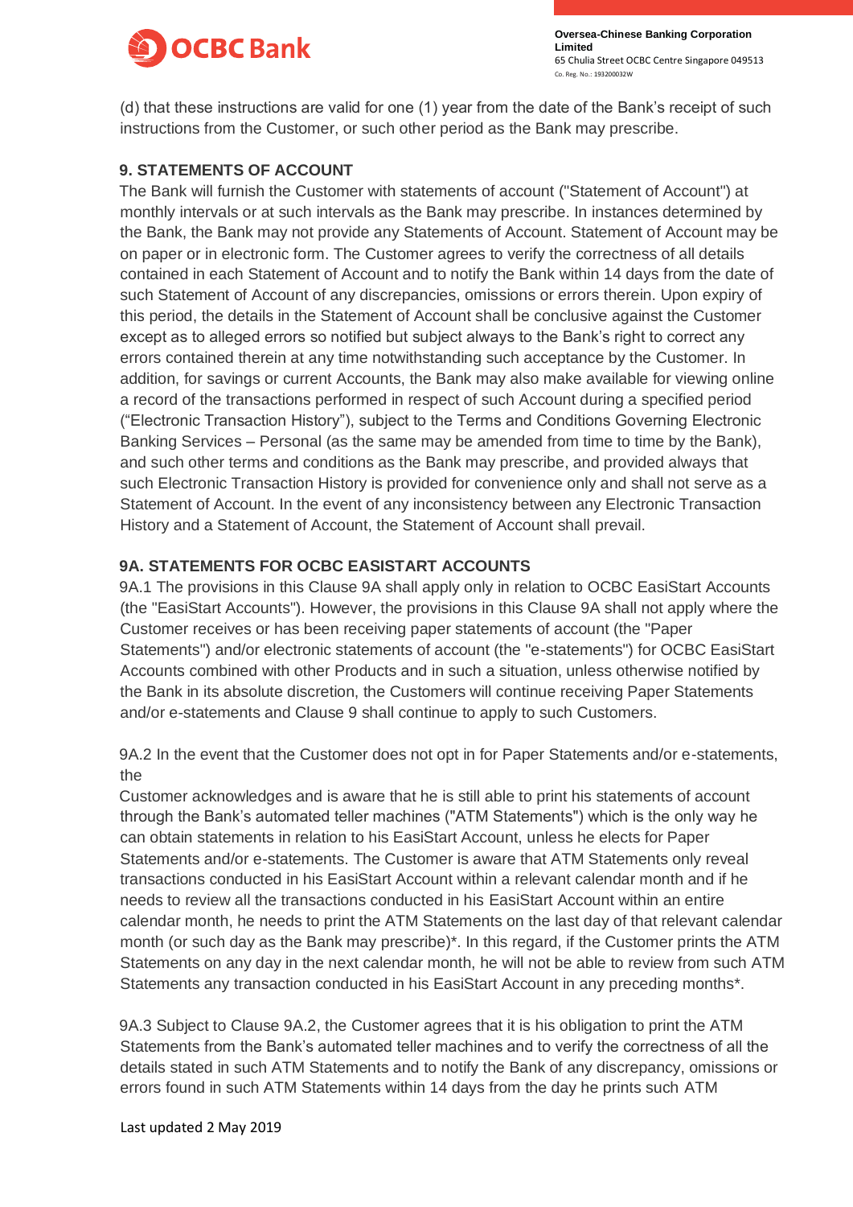(d) that these instructions are valid for one (1) year from the date of the Bank's receipt of such instructions from the Customer, or such other period as the Bank may prescribe.

## 9. STATEMENTS OF ACCOUNT

The Bank will furnish the Customer with statements of account ("Statement of Account") at monthly intervals or at such intervals as the Bank may prescribe. In instances determined by the Bank, the Bank may not provide any Statements of Account. Statement of Account may be on paper or in electronic form. The Customer agrees to verify the correctness of all details contained in each Statement of Account and to notify the Bank within 14 days from the date of such Statement of Account of any discrepancies, omissions or errors therein. Upon expiry of this period, the details in the Statement of Account shall be conclusive against the Customer except as to alleged errors so notified but subject always to the Bank's right to correct any errors contained therein at any time notwithstanding such acceptance by the Customer. In addition, for savings or current Accounts, the Bank may also make available for viewing online a record of the transactions performed in respect of such Account during a specified period ("Electronic Transaction History"), subject to the Terms and Conditions Governing Electronic Banking Services – Personal (as the same may be amended from time to time by the Bank), and such other terms and conditions as the Bank may prescribe, and provided always that such Electronic Transaction History is provided for convenience only and shall not serve as a Statement of Account. In the event of any inconsistency between any Electronic Transaction History and a Statement of Account, the Statement of Account shall prevail.

## 9A. STATEMENTS FOR OCBC EASISTART ACCOUNTS

9A.1 The provisions in this Clause 9A shall apply only in relation to OCBC EasiStart Accounts (the "EasiStart Accounts"). However, the provisions in this Clause 9A shall not apply where the Customer receives or has been receiving paper statements of account (the "Paper Statements") and/or electronic statements of account (the "e-statements") for OCBC EasiStart Accounts combined with other Products and in such a situation, unless otherwise notified by the Bank in its absolute discretion, the Customers will continue receiving Paper Statements and/or e-statements and Clause 9 shall continue to apply to such Customers.

9A.2 In the event that the Customer does not opt in for Paper Statements and/or e-statements, the

Customer acknowledges and is aware that he is still able to print his statements of account through the Bank's automated teller machines ("ATM Statements") which is the only way he can obtain statements in relation to his EasiStart Account, unless he elects for Paper Statements and/or e-statements. The Customer is aware that ATM Statements only reveal transactions conducted in his EasiStart Account within a relevant calendar month and if he needs to review all the transactions conducted in his EasiStart Account within an entire calendar month, he needs to print the ATM Statements on the last day of that relevant calendar month (or such day as the Bank may prescribe)*. In this regard, if the Customer prints the ATM Statements on any day in the next calendar month, he will not be able to review from such ATM Statements any transaction conducted in his EasiStart Account in any preceding months*.

9A.3 Subject to Clause 9A.2, the Customer agrees that it is his obligation to print the ATM Statements from the Bank's automated teller machines and to verify the correctness of all the details stated in such ATM Statements and to notify the Bank of any discrepancy, omissions or errors found in such ATM Statements within 14 days from the day he prints such ATM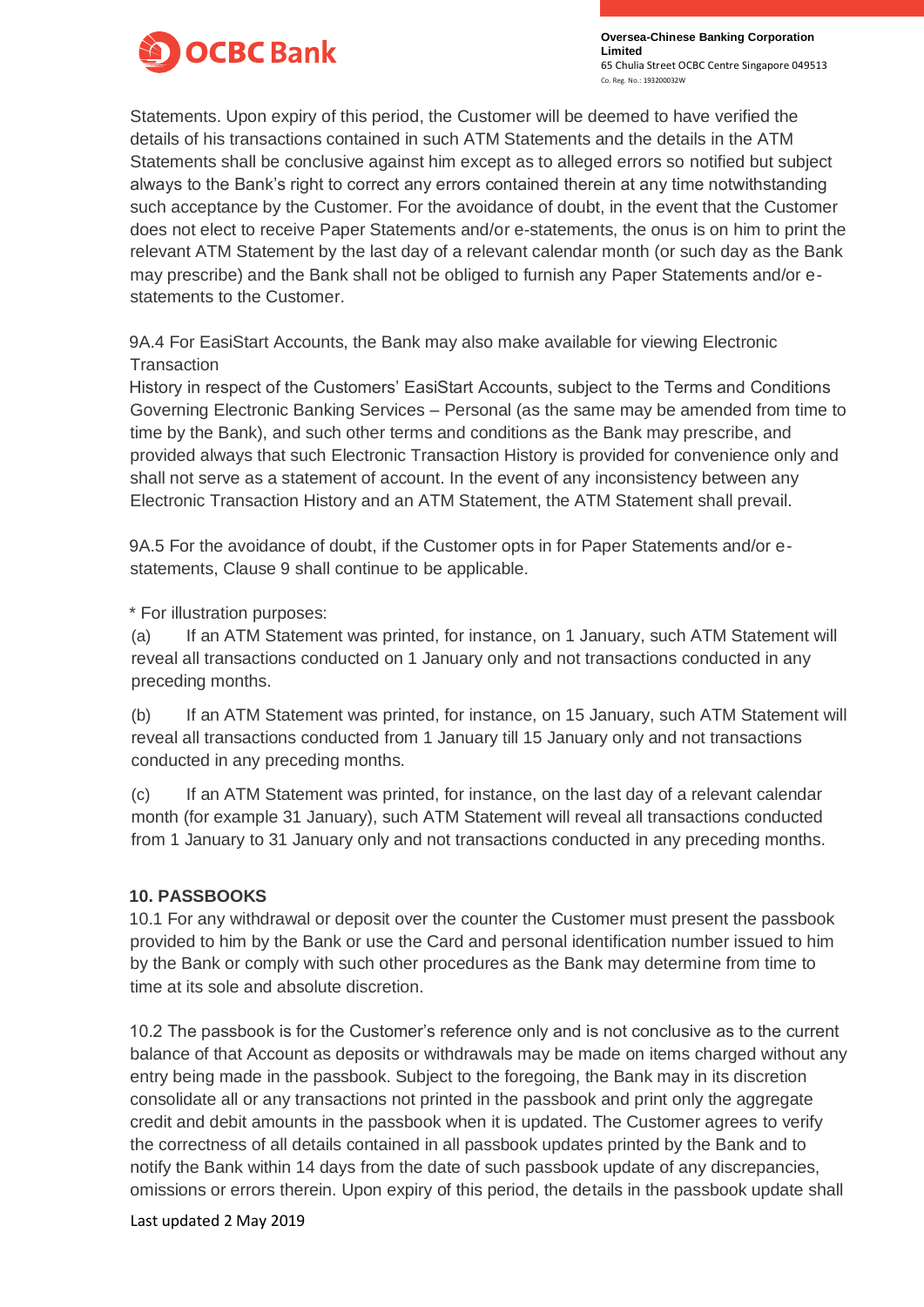Statements. Upon expiry of this period, the Customer will be deemed to have verified the details of his transactions contained in such ATM Statements and the details in the ATM Statements shall be conclusive against him except as to alleged errors so notified but subject always to the Bank's right to correct any errors contained therein at any time notwithstanding such acceptance by the Customer. For the avoidance of doubt, in the event that the Customer does not elect to receive Paper Statements and/or e-statements, the onus is on him to print the relevant ATM Statement by the last day of a relevant calendar month (or such day as the Bank may prescribe) and the Bank shall not be obliged to furnish any Paper Statements and/or e-statements to the Customer.

9A.4 For EasiStart Accounts, the Bank may also make available for viewing Electronic Transaction
History in respect of the Customers' EasiStart Accounts, subject to the Terms and Conditions Governing Electronic Banking Services – Personal (as the same may be amended from time to time by the Bank), and such other terms and conditions as the Bank may prescribe, and provided always that such Electronic Transaction History is provided for convenience only and shall not serve as a statement of account. In the event of any inconsistency between any Electronic Transaction History and an ATM Statement, the ATM Statement shall prevail.

9A.5 For the avoidance of doubt, if the Customer opts in for Paper Statements and/or e-statements, Clause 9 shall continue to be applicable.

* For illustration purposes:

(a) If an ATM Statement was printed, for instance, on 1 January, such ATM Statement will reveal all transactions conducted on 1 January only and not transactions conducted in any preceding months.

(b) If an ATM Statement was printed, for instance, on 15 January, such ATM Statement will reveal all transactions conducted from 1 January till 15 January only and not transactions conducted in any preceding months.

(c) If an ATM Statement was printed, for instance, on the last day of a relevant calendar month (for example 31 January), such ATM Statement will reveal all transactions conducted from 1 January to 31 January only and not transactions conducted in any preceding months.

**10. PASSBOOKS**

10.1 For any withdrawal or deposit over the counter the Customer must present the passbook provided to him by the Bank or use the Card and personal identification number issued to him by the Bank or comply with such other procedures as the Bank may determine from time to time at its sole and absolute discretion.

10.2 The passbook is for the Customer's reference only and is not conclusive as to the current balance of that Account as deposits or withdrawals may be made on items charged without any entry being made in the passbook. Subject to the foregoing, the Bank may in its discretion consolidate all or any transactions not printed in the passbook and print only the aggregate credit and debit amounts in the passbook when it is updated. The Customer agrees to verify the correctness of all details contained in all passbook updates printed by the Bank and to notify the Bank within 14 days from the date of such passbook update of any discrepancies, omissions or errors therein. Upon expiry of this period, the details in the passbook update shall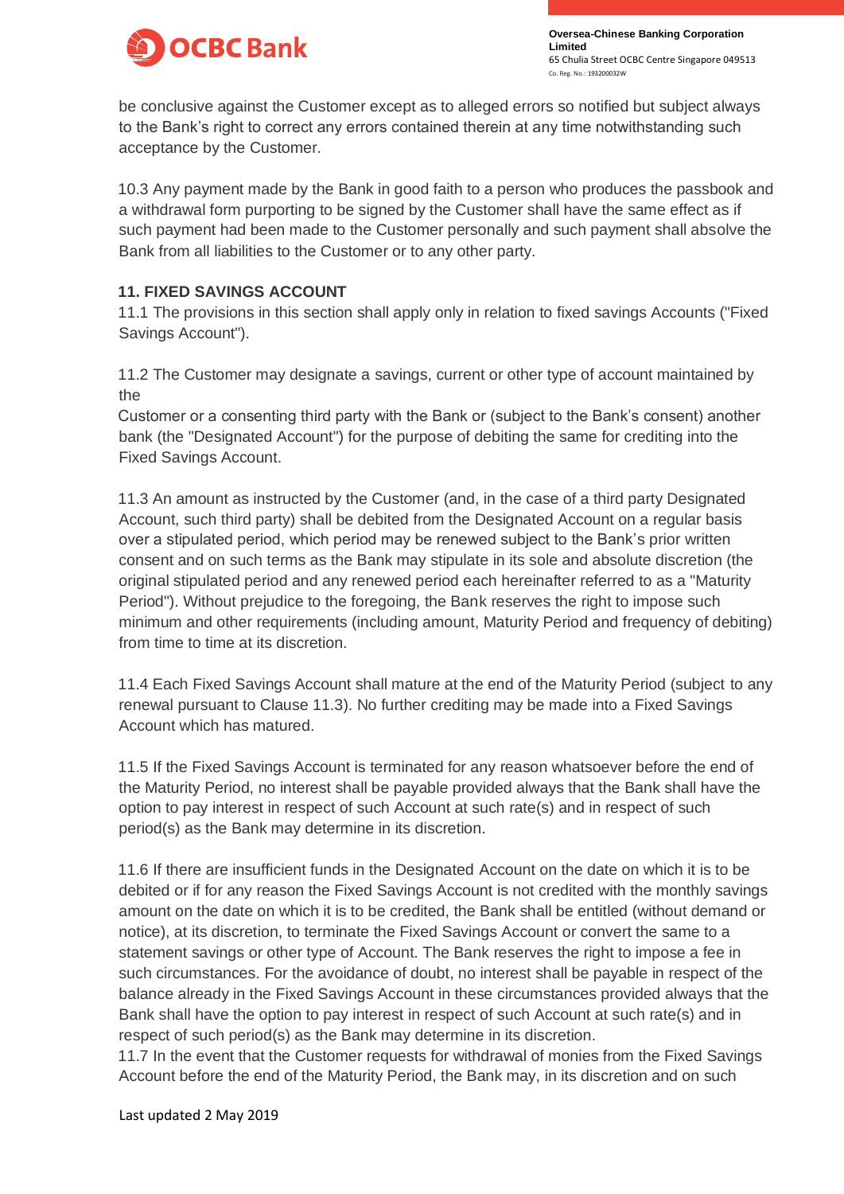be conclusive against the Customer except as to alleged errors so notified but subject always to the Bank's right to correct any errors contained therein at any time notwithstanding such acceptance by the Customer.

10.3 Any payment made by the Bank in good faith to a person who produces the passbook and a withdrawal form purporting to be signed by the Customer shall have the same effect as if such payment had been made to the Customer personally and such payment shall absolve the Bank from all liabilities to the Customer or to any other party.

**11. FIXED SAVINGS ACCOUNT**

11.1 The provisions in this section shall apply only in relation to fixed savings Accounts ("Fixed Savings Account").

11.2 The Customer may designate a savings, current or other type of account maintained by the Customer or a consenting third party with the Bank or (subject to the Bank's consent) another bank (the "Designated Account") for the purpose of debiting the same for crediting into the Fixed Savings Account.

11.3 An amount as instructed by the Customer (and, in the case of a third party Designated Account, such third party) shall be debited from the Designated Account on a regular basis over a stipulated period, which period may be renewed subject to the Bank's prior written consent and on such terms as the Bank may stipulate in its sole and absolute discretion (the original stipulated period and any renewed period each hereinafter referred to as a "Maturity Period"). Without prejudice to the foregoing, the Bank reserves the right to impose such minimum and other requirements (including amount, Maturity Period and frequency of debiting) from time to time at its discretion.

11.4 Each Fixed Savings Account shall mature at the end of the Maturity Period (subject to any renewal pursuant to Clause 11.3). No further crediting may be made into a Fixed Savings Account which has matured.

11.5 If the Fixed Savings Account is terminated for any reason whatsoever before the end of the Maturity Period, no interest shall be payable provided always that the Bank shall have the option to pay interest in respect of such Account at such rate(s) and in respect of such period(s) as the Bank may determine in its discretion.

11.6 If there are insufficient funds in the Designated Account on the date on which it is to be debited or if for any reason the Fixed Savings Account is not credited with the monthly savings amount on the date on which it is to be credited, the Bank shall be entitled (without demand or notice), at its discretion, to terminate the Fixed Savings Account or convert the same to a statement savings or other type of Account. The Bank reserves the right to impose a fee in such circumstances. For the avoidance of doubt, no interest shall be payable in respect of the balance already in the Fixed Savings Account in these circumstances provided always that the Bank shall have the option to pay interest in respect of such Account at such rate(s) and in respect of such period(s) as the Bank may determine in its discretion.

11.7 In the event that the Customer requests for withdrawal of monies from the Fixed Savings Account before the end of the Maturity Period, the Bank may, in its discretion and on such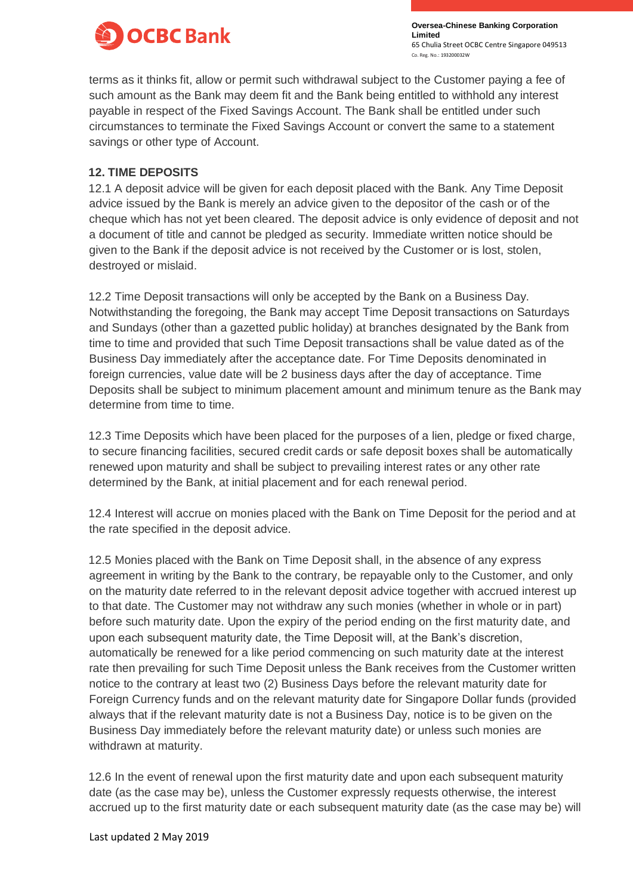terms as it thinks fit, allow or permit such withdrawal subject to the Customer paying a fee of such amount as the Bank may deem fit and the Bank being entitled to withhold any interest payable in respect of the Fixed Savings Account. The Bank shall be entitled under such circumstances to terminate the Fixed Savings Account or convert the same to a statement savings or other type of Account.

### 12. TIME DEPOSITS

12.1 A deposit advice will be given for each deposit placed with the Bank. Any Time Deposit advice issued by the Bank is merely an advice given to the depositor of the cash or of the cheque which has not yet been cleared. The deposit advice is only evidence of deposit and not a document of title and cannot be pledged as security. Immediate written notice should be given to the Bank if the deposit advice is not received by the Customer or is lost, stolen, destroyed or mislaid.

12.2 Time Deposit transactions will only be accepted by the Bank on a Business Day. Notwithstanding the foregoing, the Bank may accept Time Deposit transactions on Saturdays and Sundays (other than a gazetted public holiday) at branches designated by the Bank from time to time and provided that such Time Deposit transactions shall be value dated as of the Business Day immediately after the acceptance date. For Time Deposits denominated in foreign currencies, value date will be 2 business days after the day of acceptance. Time Deposits shall be subject to minimum placement amount and minimum tenure as the Bank may determine from time to time.

12.3 Time Deposits which have been placed for the purposes of a lien, pledge or fixed charge, to secure financing facilities, secured credit cards or safe deposit boxes shall be automatically renewed upon maturity and shall be subject to prevailing interest rates or any other rate determined by the Bank, at initial placement and for each renewal period.

12.4 Interest will accrue on monies placed with the Bank on Time Deposit for the period and at the rate specified in the deposit advice.

12.5 Monies placed with the Bank on Time Deposit shall, in the absence of any express agreement in writing by the Bank to the contrary, be repayable only to the Customer, and only on the maturity date referred to in the relevant deposit advice together with accrued interest up to that date. The Customer may not withdraw any such monies (whether in whole or in part) before such maturity date. Upon the expiry of the period ending on the first maturity date, and upon each subsequent maturity date, the Time Deposit will, at the Bank's discretion, automatically be renewed for a like period commencing on such maturity date at the interest rate then prevailing for such Time Deposit unless the Bank receives from the Customer written notice to the contrary at least two (2) Business Days before the relevant maturity date for Foreign Currency funds and on the relevant maturity date for Singapore Dollar funds (provided always that if the relevant maturity date is not a Business Day, notice is to be given on the Business Day immediately before the relevant maturity date) or unless such monies are withdrawn at maturity.

12.6 In the event of renewal upon the first maturity date and upon each subsequent maturity date (as the case may be), unless the Customer expressly requests otherwise, the interest accrued up to the first maturity date or each subsequent maturity date (as the case may be) will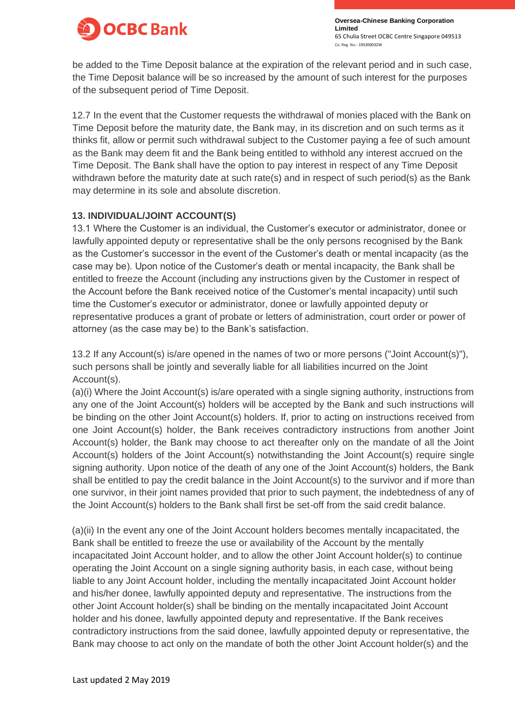be added to the Time Deposit balance at the expiration of the relevant period and in such case, the Time Deposit balance will be so increased by the amount of such interest for the purposes of the subsequent period of Time Deposit.

12.7 In the event that the Customer requests the withdrawal of monies placed with the Bank on Time Deposit before the maturity date, the Bank may, in its discretion and on such terms as it thinks fit, allow or permit such withdrawal subject to the Customer paying a fee of such amount as the Bank may deem fit and the Bank being entitled to withhold any interest accrued on the Time Deposit. The Bank shall have the option to pay interest in respect of any Time Deposit withdrawn before the maturity date at such rate(s) and in respect of such period(s) as the Bank may determine in its sole and absolute discretion.

**13. INDIVIDUAL/JOINT ACCOUNT(S)**

13.1 Where the Customer is an individual, the Customer's executor or administrator, donee or lawfully appointed deputy or representative shall be the only persons recognised by the Bank as the Customer's successor in the event of the Customer's death or mental incapacity (as the case may be). Upon notice of the Customer's death or mental incapacity, the Bank shall be entitled to freeze the Account (including any instructions given by the Customer in respect of the Account before the Bank received notice of the Customer's mental incapacity) until such time the Customer's executor or administrator, donee or lawfully appointed deputy or representative produces a grant of probate or letters of administration, court order or power of attorney (as the case may be) to the Bank's satisfaction.

13.2 If any Account(s) is/are opened in the names of two or more persons ("Joint Account(s)"), such persons shall be jointly and severally liable for all liabilities incurred on the Joint Account(s).

(a)(i) Where the Joint Account(s) is/are operated with a single signing authority, instructions from any one of the Joint Account(s) holders will be accepted by the Bank and such instructions will be binding on the other Joint Account(s) holders. If, prior to acting on instructions received from one Joint Account(s) holder, the Bank receives contradictory instructions from another Joint Account(s) holder, the Bank may choose to act thereafter only on the mandate of all the Joint Account(s) holders of the Joint Account(s) notwithstanding the Joint Account(s) require single signing authority. Upon notice of the death of any one of the Joint Account(s) holders, the Bank shall be entitled to pay the credit balance in the Joint Account(s) to the survivor and if more than one survivor, in their joint names provided that prior to such payment, the indebtedness of any of the Joint Account(s) holders to the Bank shall first be set-off from the said credit balance.

(a)(ii) In the event any one of the Joint Account holders becomes mentally incapacitated, the Bank shall be entitled to freeze the use or availability of the Account by the mentally incapacitated Joint Account holder, and to allow the other Joint Account holder(s) to continue operating the Joint Account on a single signing authority basis, in each case, without being liable to any Joint Account holder, including the mentally incapacitated Joint Account holder and his/her donee, lawfully appointed deputy and representative. The instructions from the other Joint Account holder(s) shall be binding on the mentally incapacitated Joint Account holder and his donee, lawfully appointed deputy and representative. If the Bank receives contradictory instructions from the said donee, lawfully appointed deputy or representative, the Bank may choose to act only on the mandate of both the other Joint Account holder(s) and the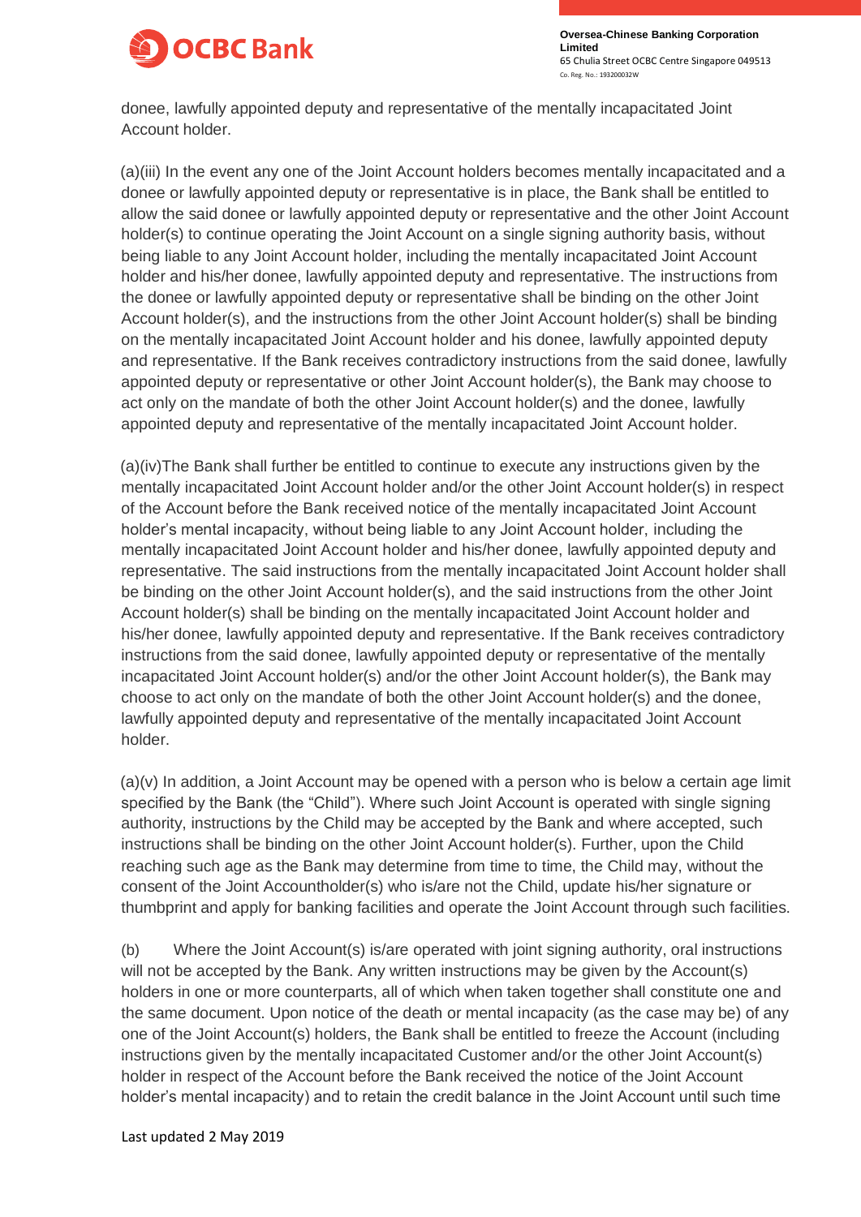donee, lawfully appointed deputy and representative of the mentally incapacitated Joint Account holder.

(a)(iii) In the event any one of the Joint Account holders becomes mentally incapacitated and a donee or lawfully appointed deputy or representative is in place, the Bank shall be entitled to allow the said donee or lawfully appointed deputy or representative and the other Joint Account holder(s) to continue operating the Joint Account on a single signing authority basis, without being liable to any Joint Account holder, including the mentally incapacitated Joint Account holder and his/her donee, lawfully appointed deputy and representative. The instructions from the donee or lawfully appointed deputy or representative shall be binding on the other Joint Account holder(s), and the instructions from the other Joint Account holder(s) shall be binding on the mentally incapacitated Joint Account holder and his donee, lawfully appointed deputy and representative. If the Bank receives contradictory instructions from the said donee, lawfully appointed deputy or representative or other Joint Account holder(s), the Bank may choose to act only on the mandate of both the other Joint Account holder(s) and the donee, lawfully appointed deputy and representative of the mentally incapacitated Joint Account holder.

(a)(iv)The Bank shall further be entitled to continue to execute any instructions given by the mentally incapacitated Joint Account holder and/or the other Joint Account holder(s) in respect of the Account before the Bank received notice of the mentally incapacitated Joint Account holder's mental incapacity, without being liable to any Joint Account holder, including the mentally incapacitated Joint Account holder and his/her donee, lawfully appointed deputy and representative. The said instructions from the mentally incapacitated Joint Account holder shall be binding on the other Joint Account holder(s), and the said instructions from the other Joint Account holder(s) shall be binding on the mentally incapacitated Joint Account holder and his/her donee, lawfully appointed deputy and representative. If the Bank receives contradictory instructions from the said donee, lawfully appointed deputy or representative of the mentally incapacitated Joint Account holder(s) and/or the other Joint Account holder(s), the Bank may choose to act only on the mandate of both the other Joint Account holder(s) and the donee, lawfully appointed deputy and representative of the mentally incapacitated Joint Account holder.

(a)(v) In addition, a Joint Account may be opened with a person who is below a certain age limit specified by the Bank (the "Child"). Where such Joint Account is operated with single signing authority, instructions by the Child may be accepted by the Bank and where accepted, such instructions shall be binding on the other Joint Account holder(s). Further, upon the Child reaching such age as the Bank may determine from time to time, the Child may, without the consent of the Joint Accountholder(s) who is/are not the Child, update his/her signature or thumbprint and apply for banking facilities and operate the Joint Account through such facilities.

(b) Where the Joint Account(s) is/are operated with joint signing authority, oral instructions will not be accepted by the Bank. Any written instructions may be given by the Account(s) holders in one or more counterparts, all of which when taken together shall constitute one and the same document. Upon notice of the death or mental incapacity (as the case may be) of any one of the Joint Account(s) holders, the Bank shall be entitled to freeze the Account (including instructions given by the mentally incapacitated Customer and/or the other Joint Account(s) holder in respect of the Account before the Bank received the notice of the Joint Account holder's mental incapacity) and to retain the credit balance in the Joint Account until such time

Last updated 2 May 2019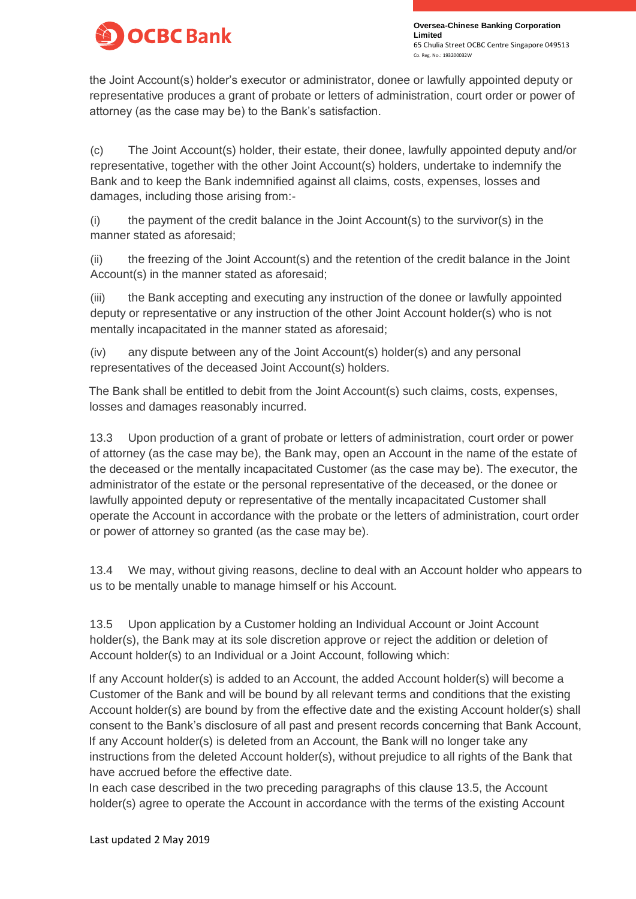the Joint Account(s) holder's executor or administrator, donee or lawfully appointed deputy or representative produces a grant of probate or letters of administration, court order or power of attorney (as the case may be) to the Bank's satisfaction.

(c) The Joint Account(s) holder, their estate, their donee, lawfully appointed deputy and/or representative, together with the other Joint Account(s) holders, undertake to indemnify the Bank and to keep the Bank indemnified against all claims, costs, expenses, losses and damages, including those arising from:-

(i) the payment of the credit balance in the Joint Account(s) to the survivor(s) in the manner stated as aforesaid;

(ii) the freezing of the Joint Account(s) and the retention of the credit balance in the Joint Account(s) in the manner stated as aforesaid;

(iii) the Bank accepting and executing any instruction of the donee or lawfully appointed deputy or representative or any instruction of the other Joint Account holder(s) who is not mentally incapacitated in the manner stated as aforesaid;

(iv) any dispute between any of the Joint Account(s) holder(s) and any personal representatives of the deceased Joint Account(s) holders.

The Bank shall be entitled to debit from the Joint Account(s) such claims, costs, expenses, losses and damages reasonably incurred.

13.3 Upon production of a grant of probate or letters of administration, court order or power of attorney (as the case may be), the Bank may, open an Account in the name of the estate of the deceased or the mentally incapacitated Customer (as the case may be). The executor, the administrator of the estate or the personal representative of the deceased, or the donee or lawfully appointed deputy or representative of the mentally incapacitated Customer shall operate the Account in accordance with the probate or the letters of administration, court order or power of attorney so granted (as the case may be).

13.4 We may, without giving reasons, decline to deal with an Account holder who appears to us to be mentally unable to manage himself or his Account.

13.5 Upon application by a Customer holding an Individual Account or Joint Account holder(s), the Bank may at its sole discretion approve or reject the addition or deletion of Account holder(s) to an Individual or a Joint Account, following which:

If any Account holder(s) is added to an Account, the added Account holder(s) will become a Customer of the Bank and will be bound by all relevant terms and conditions that the existing Account holder(s) are bound by from the effective date and the existing Account holder(s) shall consent to the Bank's disclosure of all past and present records concerning that Bank Account,
If any Account holder(s) is deleted from an Account, the Bank will no longer take any instructions from the deleted Account holder(s), without prejudice to all rights of the Bank that have accrued before the effective date.
In each case described in the two preceding paragraphs of this clause 13.5, the Account holder(s) agree to operate the Account in accordance with the terms of the existing Account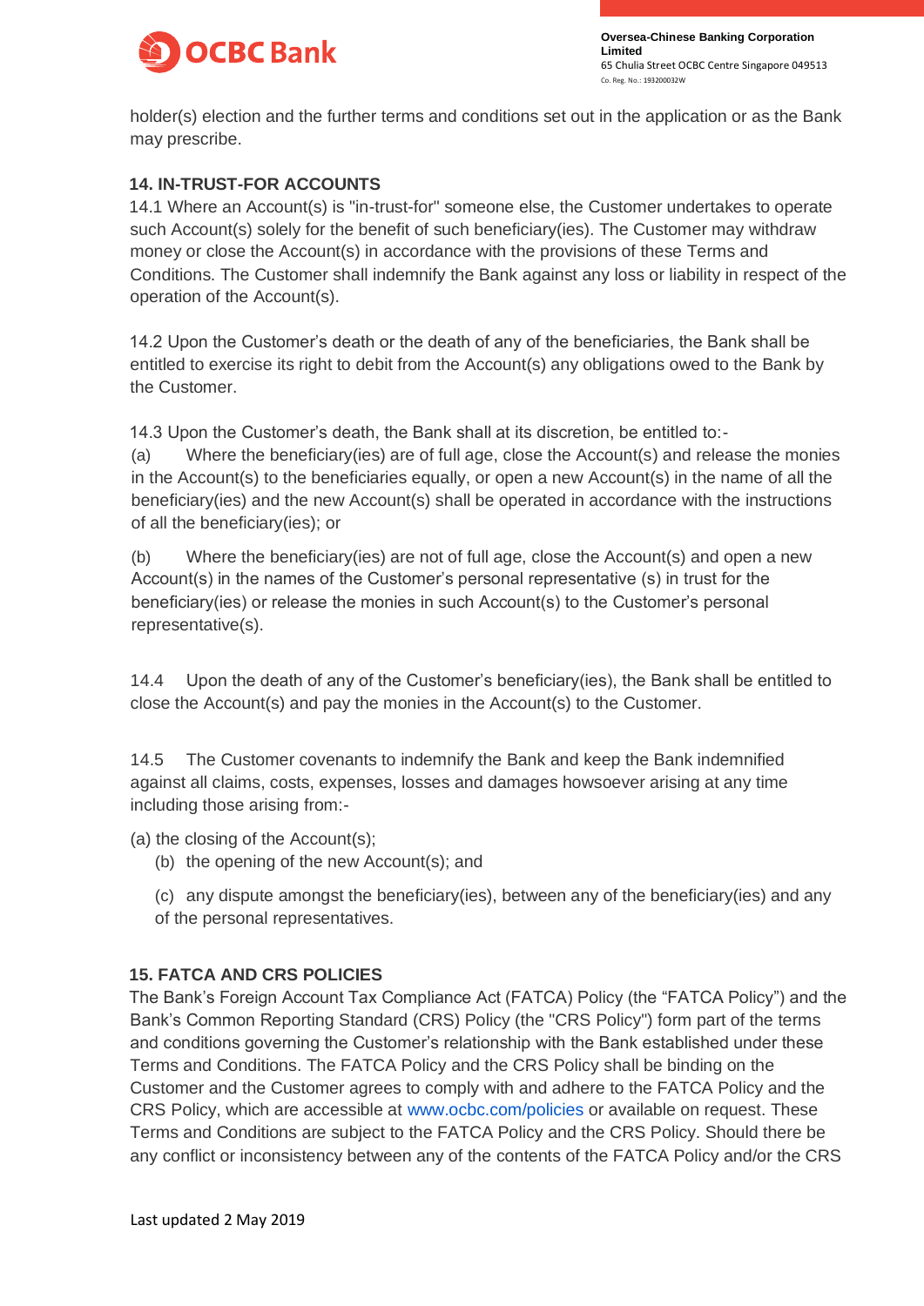holder(s) election and the further terms and conditions set out in the application or as the Bank may prescribe.

## 14. IN-TRUST-FOR ACCOUNTS

14.1 Where an Account(s) is "in-trust-for" someone else, the Customer undertakes to operate such Account(s) solely for the benefit of such beneficiary(ies). The Customer may withdraw money or close the Account(s) in accordance with the provisions of these Terms and Conditions. The Customer shall indemnify the Bank against any loss or liability in respect of the operation of the Account(s).

14.2 Upon the Customer's death or the death of any of the beneficiaries, the Bank shall be entitled to exercise its right to debit from the Account(s) any obligations owed to the Bank by the Customer.

14.3 Upon the Customer's death, the Bank shall at its discretion, be entitled to:-

(a) Where the beneficiary(ies) are of full age, close the Account(s) and release the monies in the Account(s) to the beneficiaries equally, or open a new Account(s) in the name of all the beneficiary(ies) and the new Account(s) shall be operated in accordance with the instructions of all the beneficiary(ies); or

(b) Where the beneficiary(ies) are not of full age, close the Account(s) and open a new Account(s) in the names of the Customer's personal representative (s) in trust for the beneficiary(ies) or release the monies in such Account(s) to the Customer's personal representative(s).

14.4 Upon the death of any of the Customer's beneficiary(ies), the Bank shall be entitled to close the Account(s) and pay the monies in the Account(s) to the Customer.

14.5 The Customer covenants to indemnify the Bank and keep the Bank indemnified against all claims, costs, expenses, losses and damages howsoever arising at any time including those arising from:-

(a) the closing of the Account(s);

(b) the opening of the new Account(s); and

(c) any dispute amongst the beneficiary(ies), between any of the beneficiary(ies) and any of the personal representatives.

## 15. FATCA AND CRS POLICIES

The Bank's Foreign Account Tax Compliance Act (FATCA) Policy (the "FATCA Policy") and the Bank's Common Reporting Standard (CRS) Policy (the "CRS Policy") form part of the terms and conditions governing the Customer's relationship with the Bank established under these Terms and Conditions. The FATCA Policy and the CRS Policy shall be binding on the Customer and the Customer agrees to comply with and adhere to the FATCA Policy and the CRS Policy, which are accessible at www.ocbc.com/policies or available on request. These Terms and Conditions are subject to the FATCA Policy and the CRS Policy. Should there be any conflict or inconsistency between any of the contents of the FATCA Policy and/or the CRS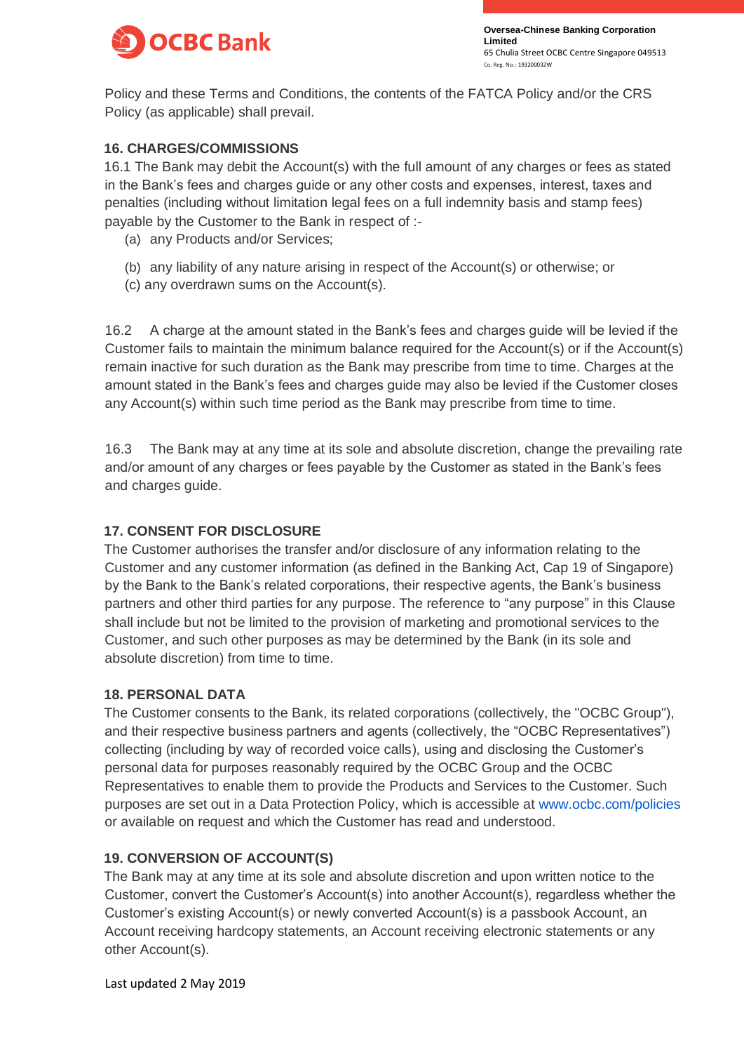Policy and these Terms and Conditions, the contents of the FATCA Policy and/or the CRS Policy (as applicable) shall prevail.

### 16. CHARGES/COMMISSIONS

16.1 The Bank may debit the Account(s) with the full amount of any charges or fees as stated in the Bank's fees and charges guide or any other costs and expenses, interest, taxes and penalties (including without limitation legal fees on a full indemnity basis and stamp fees) payable by the Customer to the Bank in respect of :-

(a) any Products and/or Services;

(b) any liability of any nature arising in respect of the Account(s) or otherwise; or

(c) any overdrawn sums on the Account(s).

16.2 A charge at the amount stated in the Bank's fees and charges guide will be levied if the Customer fails to maintain the minimum balance required for the Account(s) or if the Account(s) remain inactive for such duration as the Bank may prescribe from time to time. Charges at the amount stated in the Bank's fees and charges guide may also be levied if the Customer closes any Account(s) within such time period as the Bank may prescribe from time to time.

16.3 The Bank may at any time at its sole and absolute discretion, change the prevailing rate and/or amount of any charges or fees payable by the Customer as stated in the Bank's fees and charges guide.

### 17. CONSENT FOR DISCLOSURE

The Customer authorises the transfer and/or disclosure of any information relating to the Customer and any customer information (as defined in the Banking Act, Cap 19 of Singapore) by the Bank to the Bank's related corporations, their respective agents, the Bank's business partners and other third parties for any purpose. The reference to "any purpose" in this Clause shall include but not be limited to the provision of marketing and promotional services to the Customer, and such other purposes as may be determined by the Bank (in its sole and absolute discretion) from time to time.

### 18. PERSONAL DATA

The Customer consents to the Bank, its related corporations (collectively, the "OCBC Group"), and their respective business partners and agents (collectively, the "OCBC Representatives") collecting (including by way of recorded voice calls), using and disclosing the Customer's personal data for purposes reasonably required by the OCBC Group and the OCBC Representatives to enable them to provide the Products and Services to the Customer. Such purposes are set out in a Data Protection Policy, which is accessible at www.ocbc.com/policies or available on request and which the Customer has read and understood.

### 19. CONVERSION OF ACCOUNT(S)

The Bank may at any time at its sole and absolute discretion and upon written notice to the Customer, convert the Customer's Account(s) into another Account(s), regardless whether the Customer's existing Account(s) or newly converted Account(s) is a passbook Account, an Account receiving hardcopy statements, an Account receiving electronic statements or any other Account(s).

Last updated 2 May 2019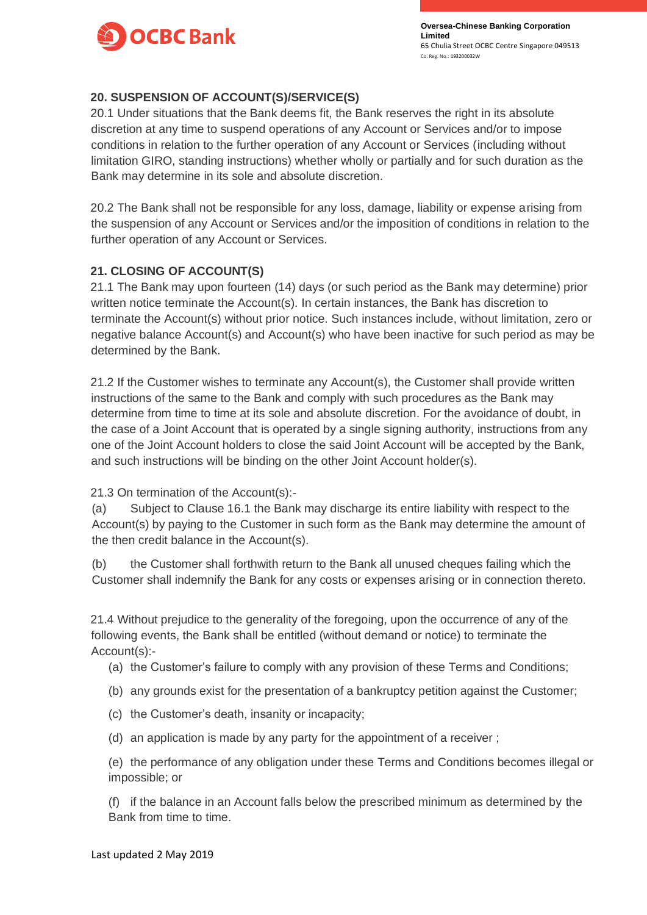## 20. SUSPENSION OF ACCOUNT(S)/SERVICE(S)

20.1 Under situations that the Bank deems fit, the Bank reserves the right in its absolute discretion at any time to suspend operations of any Account or Services and/or to impose conditions in relation to the further operation of any Account or Services (including without limitation GIRO, standing instructions) whether wholly or partially and for such duration as the Bank may determine in its sole and absolute discretion.

20.2 The Bank shall not be responsible for any loss, damage, liability or expense arising from the suspension of any Account or Services and/or the imposition of conditions in relation to the further operation of any Account or Services.

## 21. CLOSING OF ACCOUNT(S)

21.1 The Bank may upon fourteen (14) days (or such period as the Bank may determine) prior written notice terminate the Account(s). In certain instances, the Bank has discretion to terminate the Account(s) without prior notice. Such instances include, without limitation, zero or negative balance Account(s) and Account(s) who have been inactive for such period as may be determined by the Bank.

21.2 If the Customer wishes to terminate any Account(s), the Customer shall provide written instructions of the same to the Bank and comply with such procedures as the Bank may determine from time to time at its sole and absolute discretion. For the avoidance of doubt, in the case of a Joint Account that is operated by a single signing authority, instructions from any one of the Joint Account holders to close the said Joint Account will be accepted by the Bank, and such instructions will be binding on the other Joint Account holder(s).

21.3 On termination of the Account(s):-

(a) Subject to Clause 16.1 the Bank may discharge its entire liability with respect to the Account(s) by paying to the Customer in such form as the Bank may determine the amount of the then credit balance in the Account(s).

(b) the Customer shall forthwith return to the Bank all unused cheques failing which the Customer shall indemnify the Bank for any costs or expenses arising or in connection thereto.

21.4 Without prejudice to the generality of the foregoing, upon the occurrence of any of the following events, the Bank shall be entitled (without demand or notice) to terminate the Account(s):-

(a) the Customer's failure to comply with any provision of these Terms and Conditions;

(b) any grounds exist for the presentation of a bankruptcy petition against the Customer;

(c) the Customer's death, insanity or incapacity;

(d) an application is made by any party for the appointment of a receiver ;

(e) the performance of any obligation under these Terms and Conditions becomes illegal or impossible; or

(f) if the balance in an Account falls below the prescribed minimum as determined by the Bank from time to time.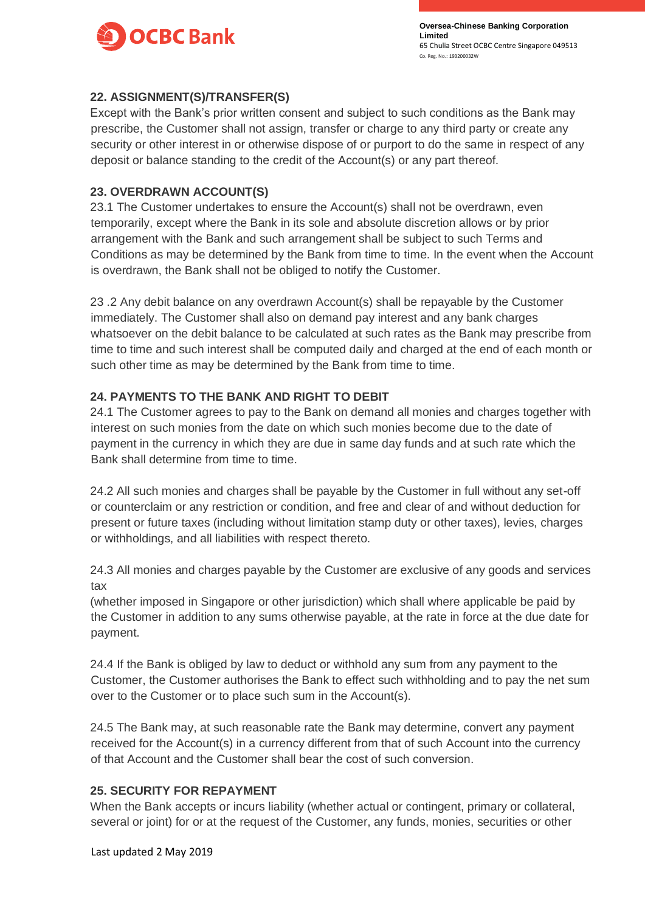## 22. ASSIGNMENT(S)/TRANSFER(S)

Except with the Bank's prior written consent and subject to such conditions as the Bank may prescribe, the Customer shall not assign, transfer or charge to any third party or create any security or other interest in or otherwise dispose of or purport to do the same in respect of any deposit or balance standing to the credit of the Account(s) or any part thereof.

## 23. OVERDRAWN ACCOUNT(S)

23.1 The Customer undertakes to ensure the Account(s) shall not be overdrawn, even temporarily, except where the Bank in its sole and absolute discretion allows or by prior arrangement with the Bank and such arrangement shall be subject to such Terms and Conditions as may be determined by the Bank from time to time. In the event when the Account is overdrawn, the Bank shall not be obliged to notify the Customer.

23 .2 Any debit balance on any overdrawn Account(s) shall be repayable by the Customer immediately. The Customer shall also on demand pay interest and any bank charges whatsoever on the debit balance to be calculated at such rates as the Bank may prescribe from time to time and such interest shall be computed daily and charged at the end of each month or such other time as may be determined by the Bank from time to time.

## 24. PAYMENTS TO THE BANK AND RIGHT TO DEBIT

24.1 The Customer agrees to pay to the Bank on demand all monies and charges together with interest on such monies from the date on which such monies become due to the date of payment in the currency in which they are due in same day funds and at such rate which the Bank shall determine from time to time.

24.2 All such monies and charges shall be payable by the Customer in full without any set-off or counterclaim or any restriction or condition, and free and clear of and without deduction for present or future taxes (including without limitation stamp duty or other taxes), levies, charges or withholdings, and all liabilities with respect thereto.

24.3 All monies and charges payable by the Customer are exclusive of any goods and services tax
(whether imposed in Singapore or other jurisdiction) which shall where applicable be paid by the Customer in addition to any sums otherwise payable, at the rate in force at the due date for payment.

24.4 If the Bank is obliged by law to deduct or withhold any sum from any payment to the Customer, the Customer authorises the Bank to effect such withholding and to pay the net sum over to the Customer or to place such sum in the Account(s).

24.5 The Bank may, at such reasonable rate the Bank may determine, convert any payment received for the Account(s) in a currency different from that of such Account into the currency of that Account and the Customer shall bear the cost of such conversion.

## 25. SECURITY FOR REPAYMENT

When the Bank accepts or incurs liability (whether actual or contingent, primary or collateral, several or joint) for or at the request of the Customer, any funds, monies, securities or other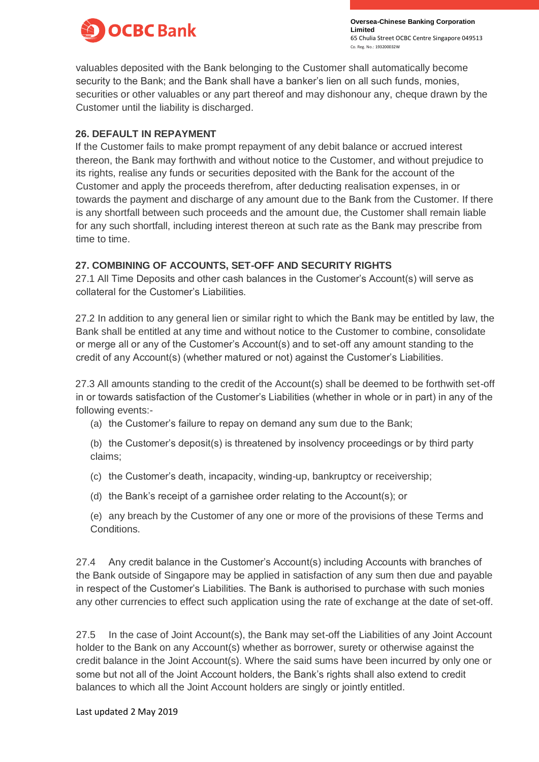valuables deposited with the Bank belonging to the Customer shall automatically become security to the Bank; and the Bank shall have a banker's lien on all such funds, monies, securities or other valuables or any part thereof and may dishonour any, cheque drawn by the Customer until the liability is discharged.

**26. DEFAULT IN REPAYMENT**

If the Customer fails to make prompt repayment of any debit balance or accrued interest thereon, the Bank may forthwith and without notice to the Customer, and without prejudice to its rights, realise any funds or securities deposited with the Bank for the account of the Customer and apply the proceeds therefrom, after deducting realisation expenses, in or towards the payment and discharge of any amount due to the Bank from the Customer. If there is any shortfall between such proceeds and the amount due, the Customer shall remain liable for any such shortfall, including interest thereon at such rate as the Bank may prescribe from time to time.

**27. COMBINING OF ACCOUNTS, SET-OFF AND SECURITY RIGHTS**

27.1 All Time Deposits and other cash balances in the Customer's Account(s) will serve as collateral for the Customer's Liabilities.

27.2 In addition to any general lien or similar right to which the Bank may be entitled by law, the Bank shall be entitled at any time and without notice to the Customer to combine, consolidate or merge all or any of the Customer's Account(s) and to set-off any amount standing to the credit of any Account(s) (whether matured or not) against the Customer's Liabilities.

27.3 All amounts standing to the credit of the Account(s) shall be deemed to be forthwith set-off in or towards satisfaction of the Customer's Liabilities (whether in whole or in part) in any of the following events:-

(a) the Customer's failure to repay on demand any sum due to the Bank;

(b) the Customer's deposit(s) is threatened by insolvency proceedings or by third party claims;

(c) the Customer's death, incapacity, winding-up, bankruptcy or receivership;

(d) the Bank's receipt of a garnishee order relating to the Account(s); or

(e) any breach by the Customer of any one or more of the provisions of these Terms and Conditions.

27.4 Any credit balance in the Customer's Account(s) including Accounts with branches of the Bank outside of Singapore may be applied in satisfaction of any sum then due and payable in respect of the Customer's Liabilities. The Bank is authorised to purchase with such monies any other currencies to effect such application using the rate of exchange at the date of set-off.

27.5 In the case of Joint Account(s), the Bank may set-off the Liabilities of any Joint Account holder to the Bank on any Account(s) whether as borrower, surety or otherwise against the credit balance in the Joint Account(s). Where the said sums have been incurred by only one or some but not all of the Joint Account holders, the Bank's rights shall also extend to credit balances to which all the Joint Account holders are singly or jointly entitled.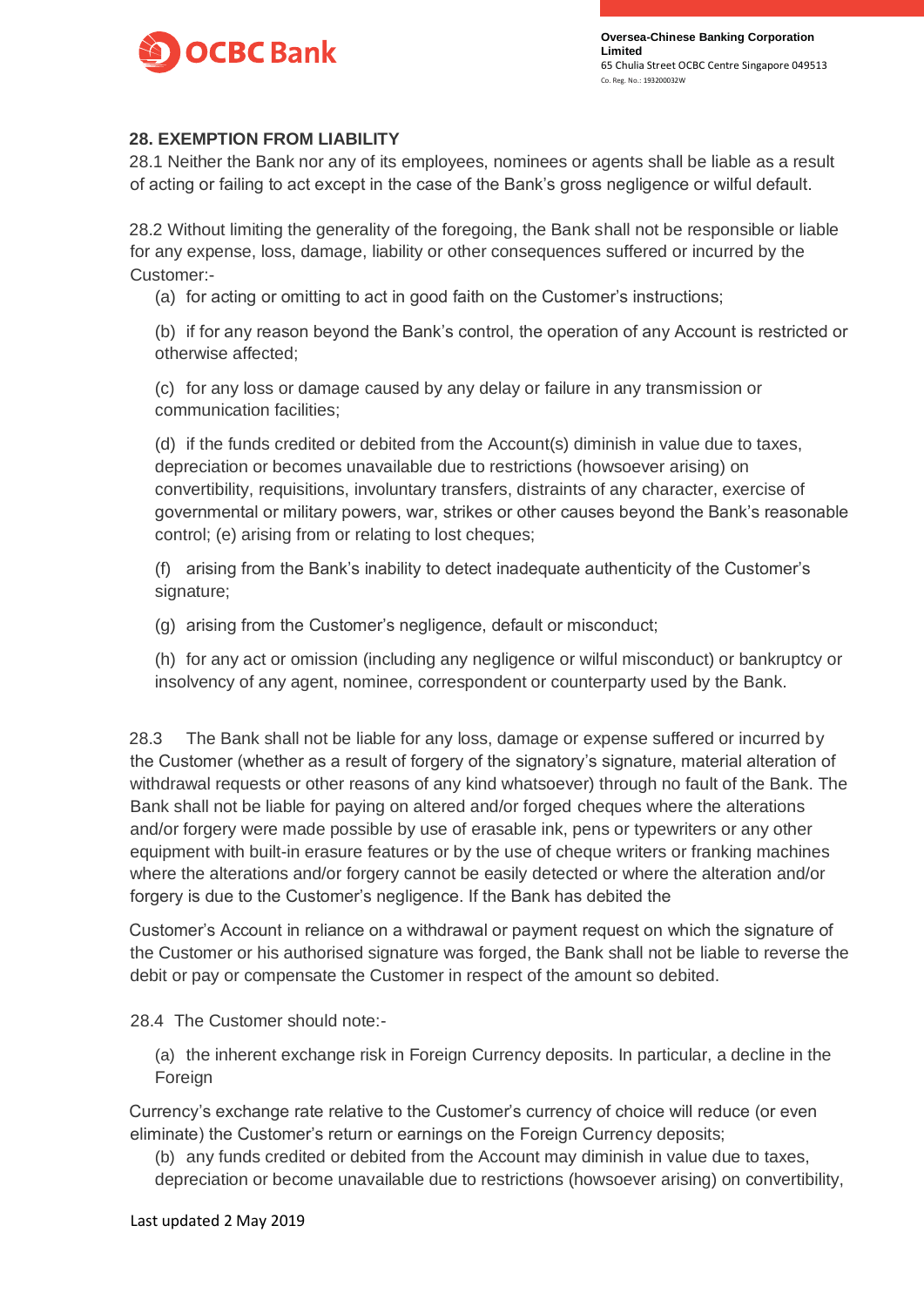## 28. EXEMPTION FROM LIABILITY

28.1 Neither the Bank nor any of its employees, nominees or agents shall be liable as a result of acting or failing to act except in the case of the Bank's gross negligence or wilful default.

28.2 Without limiting the generality of the foregoing, the Bank shall not be responsible or liable for any expense, loss, damage, liability or other consequences suffered or incurred by the Customer:-

(a) for acting or omitting to act in good faith on the Customer's instructions;

(b) if for any reason beyond the Bank's control, the operation of any Account is restricted or otherwise affected;

(c) for any loss or damage caused by any delay or failure in any transmission or communication facilities;

(d) if the funds credited or debited from the Account(s) diminish in value due to taxes, depreciation or becomes unavailable due to restrictions (howsoever arising) on convertibility, requisitions, involuntary transfers, distraints of any character, exercise of governmental or military powers, war, strikes or other causes beyond the Bank's reasonable control; (e) arising from or relating to lost cheques;

(f) arising from the Bank's inability to detect inadequate authenticity of the Customer's signature;

(g) arising from the Customer's negligence, default or misconduct;

(h) for any act or omission (including any negligence or wilful misconduct) or bankruptcy or insolvency of any agent, nominee, correspondent or counterparty used by the Bank.

28.3 The Bank shall not be liable for any loss, damage or expense suffered or incurred by the Customer (whether as a result of forgery of the signatory's signature, material alteration of withdrawal requests or other reasons of any kind whatsoever) through no fault of the Bank. The Bank shall not be liable for paying on altered and/or forged cheques where the alterations and/or forgery were made possible by use of erasable ink, pens or typewriters or any other equipment with built-in erasure features or by the use of cheque writers or franking machines where the alterations and/or forgery cannot be easily detected or where the alteration and/or forgery is due to the Customer's negligence. If the Bank has debited the Customer's Account in reliance on a withdrawal or payment request on which the signature of the Customer or his authorised signature was forged, the Bank shall not be liable to reverse the debit or pay or compensate the Customer in respect of the amount so debited.

28.4 The Customer should note:-

(a) the inherent exchange risk in Foreign Currency deposits. In particular, a decline in the Foreign Currency's exchange rate relative to the Customer's currency of choice will reduce (or even eliminate) the Customer's return or earnings on the Foreign Currency deposits;

(b) any funds credited or debited from the Account may diminish in value due to taxes, depreciation or become unavailable due to restrictions (howsoever arising) on convertibility,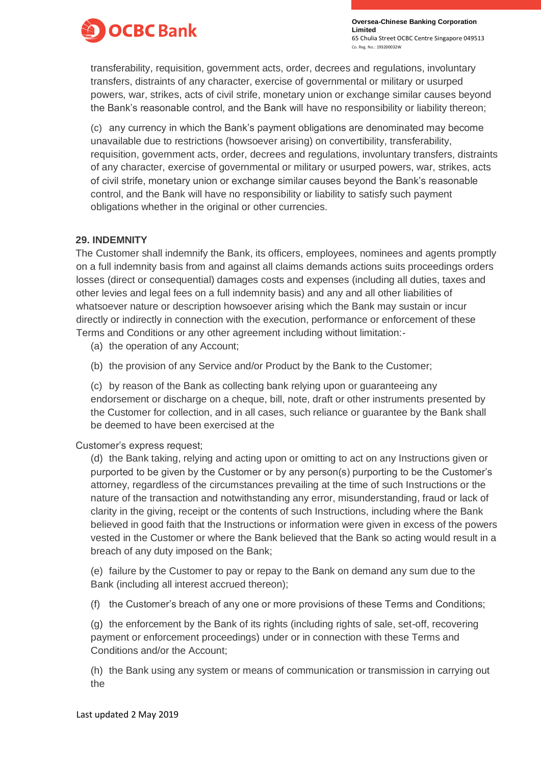transferability, requisition, government acts, order, decrees and regulations, involuntary transfers, distraints of any character, exercise of governmental or military or usurped powers, war, strikes, acts of civil strife, monetary union or exchange similar causes beyond the Bank's reasonable control, and the Bank will have no responsibility or liability thereon;

(c) any currency in which the Bank's payment obligations are denominated may become unavailable due to restrictions (howsoever arising) on convertibility, transferability, requisition, government acts, order, decrees and regulations, involuntary transfers, distraints of any character, exercise of governmental or military or usurped powers, war, strikes, acts of civil strife, monetary union or exchange similar causes beyond the Bank's reasonable control, and the Bank will have no responsibility or liability to satisfy such payment obligations whether in the original or other currencies.

**29. INDEMNITY**

The Customer shall indemnify the Bank, its officers, employees, nominees and agents promptly on a full indemnity basis from and against all claims demands actions suits proceedings orders losses (direct or consequential) damages costs and expenses (including all duties, taxes and other levies and legal fees on a full indemnity basis) and any and all other liabilities of whatsoever nature or description howsoever arising which the Bank may sustain or incur directly or indirectly in connection with the execution, performance or enforcement of these Terms and Conditions or any other agreement including without limitation:-

(a) the operation of any Account;

(b) the provision of any Service and/or Product by the Bank to the Customer;

(c) by reason of the Bank as collecting bank relying upon or guaranteeing any endorsement or discharge on a cheque, bill, note, draft or other instruments presented by the Customer for collection, and in all cases, such reliance or guarantee by the Bank shall be deemed to have been exercised at the Customer's express request;

(d) the Bank taking, relying and acting upon or omitting to act on any Instructions given or purported to be given by the Customer or by any person(s) purporting to be the Customer's attorney, regardless of the circumstances prevailing at the time of such Instructions or the nature of the transaction and notwithstanding any error, misunderstanding, fraud or lack of clarity in the giving, receipt or the contents of such Instructions, including where the Bank believed in good faith that the Instructions or information were given in excess of the powers vested in the Customer or where the Bank believed that the Bank so acting would result in a breach of any duty imposed on the Bank;

(e) failure by the Customer to pay or repay to the Bank on demand any sum due to the Bank (including all interest accrued thereon);

(f) the Customer's breach of any one or more provisions of these Terms and Conditions;

(g) the enforcement by the Bank of its rights (including rights of sale, set-off, recovering payment or enforcement proceedings) under or in connection with these Terms and Conditions and/or the Account;

(h) the Bank using any system or means of communication or transmission in carrying out the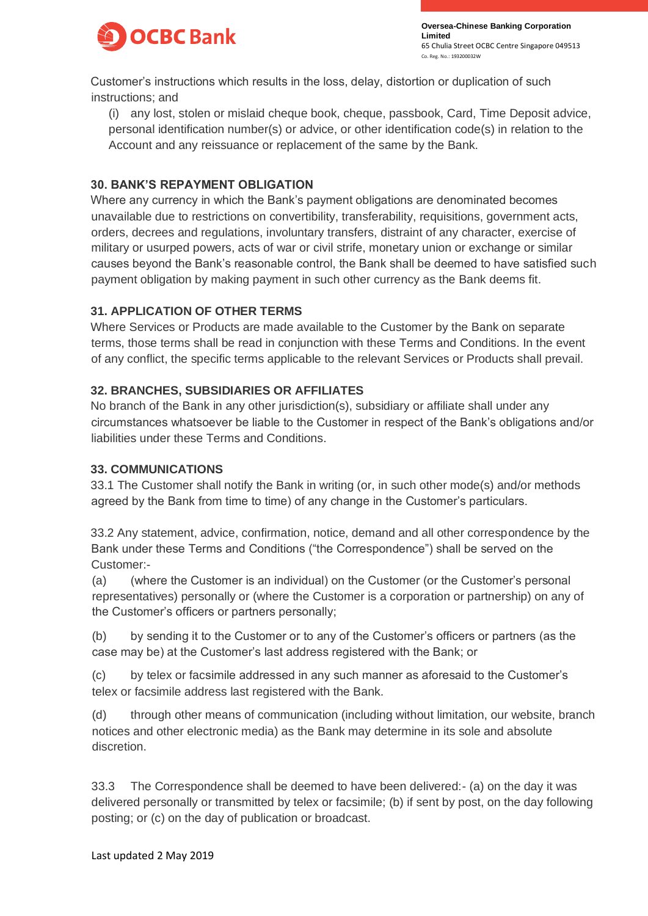Customer's instructions which results in the loss, delay, distortion or duplication of such instructions; and

(i) any lost, stolen or mislaid cheque book, cheque, passbook, Card, Time Deposit advice, personal identification number(s) or advice, or other identification code(s) in relation to the Account and any reissuance or replacement of the same by the Bank.

**30. BANK'S REPAYMENT OBLIGATION**

Where any currency in which the Bank's payment obligations are denominated becomes unavailable due to restrictions on convertibility, transferability, requisitions, government acts, orders, decrees and regulations, involuntary transfers, distraint of any character, exercise of military or usurped powers, acts of war or civil strife, monetary union or exchange or similar causes beyond the Bank's reasonable control, the Bank shall be deemed to have satisfied such payment obligation by making payment in such other currency as the Bank deems fit.

**31. APPLICATION OF OTHER TERMS**

Where Services or Products are made available to the Customer by the Bank on separate terms, those terms shall be read in conjunction with these Terms and Conditions. In the event of any conflict, the specific terms applicable to the relevant Services or Products shall prevail.

**32. BRANCHES, SUBSIDIARIES OR AFFILIATES**

No branch of the Bank in any other jurisdiction(s), subsidiary or affiliate shall under any circumstances whatsoever be liable to the Customer in respect of the Bank's obligations and/or liabilities under these Terms and Conditions.

**33. COMMUNICATIONS**

33.1 The Customer shall notify the Bank in writing (or, in such other mode(s) and/or methods agreed by the Bank from time to time) of any change in the Customer's particulars.

33.2 Any statement, advice, confirmation, notice, demand and all other correspondence by the Bank under these Terms and Conditions ("the Correspondence") shall be served on the Customer:-

(a) (where the Customer is an individual) on the Customer (or the Customer's personal representatives) personally or (where the Customer is a corporation or partnership) on any of the Customer's officers or partners personally;

(b) by sending it to the Customer or to any of the Customer's officers or partners (as the case may be) at the Customer's last address registered with the Bank; or

(c) by telex or facsimile addressed in any such manner as aforesaid to the Customer's telex or facsimile address last registered with the Bank.

(d) through other means of communication (including without limitation, our website, branch notices and other electronic media) as the Bank may determine in its sole and absolute discretion.

33.3 The Correspondence shall be deemed to have been delivered:- (a) on the day it was delivered personally or transmitted by telex or facsimile; (b) if sent by post, on the day following posting; or (c) on the day of publication or broadcast.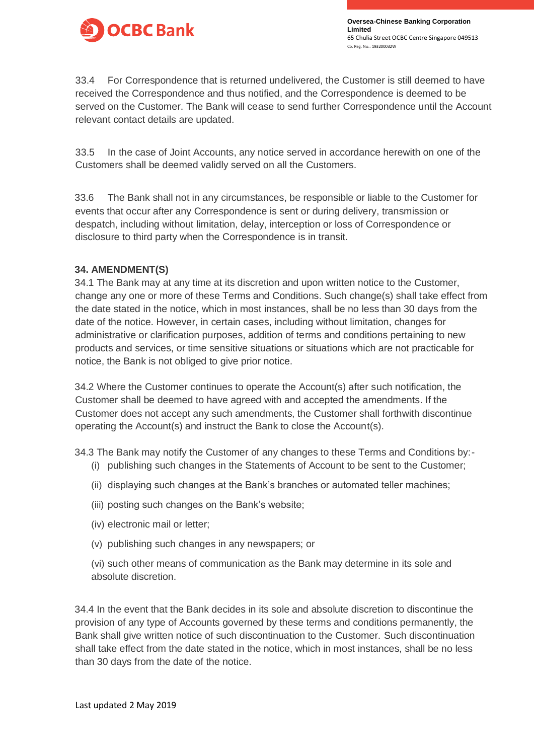33.4 For Correspondence that is returned undelivered, the Customer is still deemed to have received the Correspondence and thus notified, and the Correspondence is deemed to be served on the Customer. The Bank will cease to send further Correspondence until the Account relevant contact details are updated.

33.5 In the case of Joint Accounts, any notice served in accordance herewith on one of the Customers shall be deemed validly served on all the Customers.

33.6 The Bank shall not in any circumstances, be responsible or liable to the Customer for events that occur after any Correspondence is sent or during delivery, transmission or despatch, including without limitation, delay, interception or loss of Correspondence or disclosure to third party when the Correspondence is in transit.

**34. AMENDMENT(S)**

34.1 The Bank may at any time at its discretion and upon written notice to the Customer, change any one or more of these Terms and Conditions. Such change(s) shall take effect from the date stated in the notice, which in most instances, shall be no less than 30 days from the date of the notice. However, in certain cases, including without limitation, changes for administrative or clarification purposes, addition of terms and conditions pertaining to new products and services, or time sensitive situations or situations which are not practicable for notice, the Bank is not obliged to give prior notice.

34.2 Where the Customer continues to operate the Account(s) after such notification, the Customer shall be deemed to have agreed with and accepted the amendments. If the Customer does not accept any such amendments, the Customer shall forthwith discontinue operating the Account(s) and instruct the Bank to close the Account(s).

34.3 The Bank may notify the Customer of any changes to these Terms and Conditions by:-

(i) publishing such changes in the Statements of Account to be sent to the Customer;

(ii) displaying such changes at the Bank's branches or automated teller machines;

(iii) posting such changes on the Bank's website;

(iv) electronic mail or letter;

(v) publishing such changes in any newspapers; or

(vi) such other means of communication as the Bank may determine in its sole and absolute discretion.

34.4 In the event that the Bank decides in its sole and absolute discretion to discontinue the provision of any type of Accounts governed by these terms and conditions permanently, the Bank shall give written notice of such discontinuation to the Customer. Such discontinuation shall take effect from the date stated in the notice, which in most instances, shall be no less than 30 days from the date of the notice.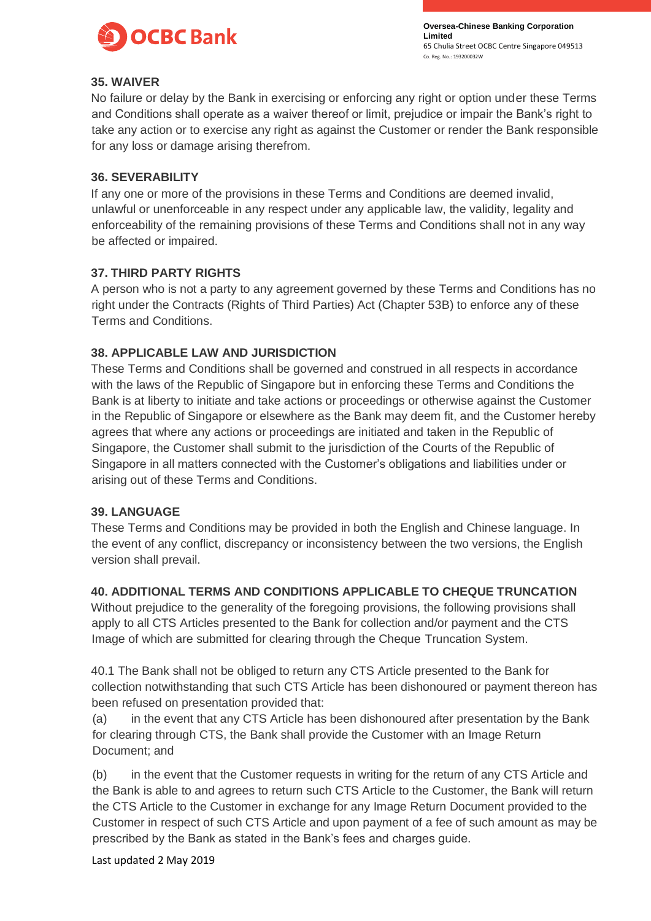## 35. WAIVER

No failure or delay by the Bank in exercising or enforcing any right or option under these Terms and Conditions shall operate as a waiver thereof or limit, prejudice or impair the Bank's right to take any action or to exercise any right as against the Customer or render the Bank responsible for any loss or damage arising therefrom.

## 36. SEVERABILITY

If any one or more of the provisions in these Terms and Conditions are deemed invalid, unlawful or unenforceable in any respect under any applicable law, the validity, legality and enforceability of the remaining provisions of these Terms and Conditions shall not in any way be affected or impaired.

## 37. THIRD PARTY RIGHTS

A person who is not a party to any agreement governed by these Terms and Conditions has no right under the Contracts (Rights of Third Parties) Act (Chapter 53B) to enforce any of these Terms and Conditions.

## 38. APPLICABLE LAW AND JURISDICTION

These Terms and Conditions shall be governed and construed in all respects in accordance with the laws of the Republic of Singapore but in enforcing these Terms and Conditions the Bank is at liberty to initiate and take actions or proceedings or otherwise against the Customer in the Republic of Singapore or elsewhere as the Bank may deem fit, and the Customer hereby agrees that where any actions or proceedings are initiated and taken in the Republic of Singapore, the Customer shall submit to the jurisdiction of the Courts of the Republic of Singapore in all matters connected with the Customer's obligations and liabilities under or arising out of these Terms and Conditions.

## 39. LANGUAGE

These Terms and Conditions may be provided in both the English and Chinese language. In the event of any conflict, discrepancy or inconsistency between the two versions, the English version shall prevail.

## 40. ADDITIONAL TERMS AND CONDITIONS APPLICABLE TO CHEQUE TRUNCATION

Without prejudice to the generality of the foregoing provisions, the following provisions shall apply to all CTS Articles presented to the Bank for collection and/or payment and the CTS Image of which are submitted for clearing through the Cheque Truncation System.

40.1 The Bank shall not be obliged to return any CTS Article presented to the Bank for collection notwithstanding that such CTS Article has been dishonoured or payment thereon has been refused on presentation provided that:

(a) in the event that any CTS Article has been dishonoured after presentation by the Bank for clearing through CTS, the Bank shall provide the Customer with an Image Return Document; and

(b) in the event that the Customer requests in writing for the return of any CTS Article and the Bank is able to and agrees to return such CTS Article to the Customer, the Bank will return the CTS Article to the Customer in exchange for any Image Return Document provided to the Customer in respect of such CTS Article and upon payment of a fee of such amount as may be prescribed by the Bank as stated in the Bank's fees and charges guide.

Last updated 2 May 2019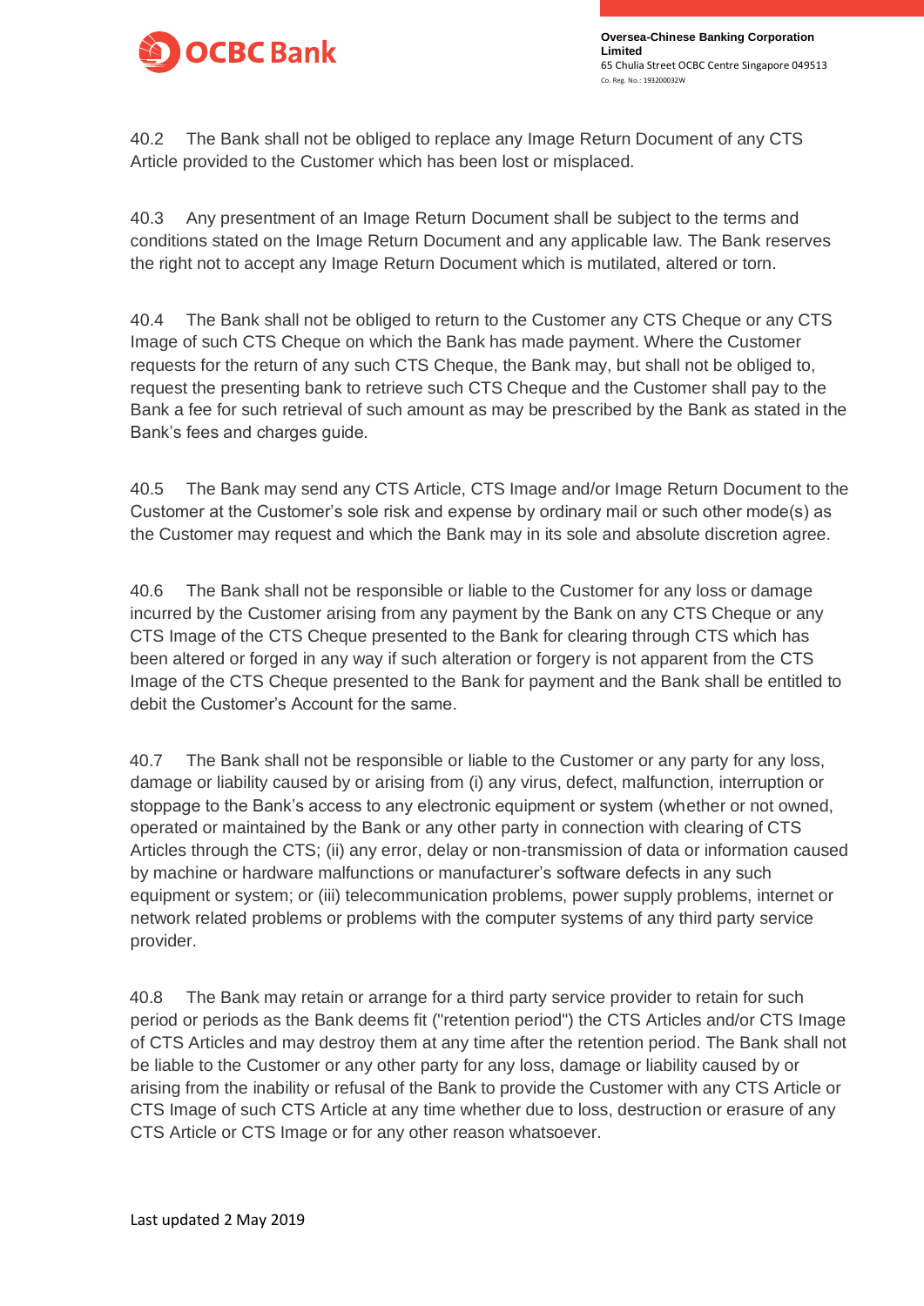40.2 The Bank shall not be obliged to replace any Image Return Document of any CTS Article provided to the Customer which has been lost or misplaced.

40.3 Any presentment of an Image Return Document shall be subject to the terms and conditions stated on the Image Return Document and any applicable law. The Bank reserves the right not to accept any Image Return Document which is mutilated, altered or torn.

40.4 The Bank shall not be obliged to return to the Customer any CTS Cheque or any CTS Image of such CTS Cheque on which the Bank has made payment. Where the Customer requests for the return of any such CTS Cheque, the Bank may, but shall not be obliged to, request the presenting bank to retrieve such CTS Cheque and the Customer shall pay to the Bank a fee for such retrieval of such amount as may be prescribed by the Bank as stated in the Bank's fees and charges guide.

40.5 The Bank may send any CTS Article, CTS Image and/or Image Return Document to the Customer at the Customer's sole risk and expense by ordinary mail or such other mode(s) as the Customer may request and which the Bank may in its sole and absolute discretion agree.

40.6 The Bank shall not be responsible or liable to the Customer for any loss or damage incurred by the Customer arising from any payment by the Bank on any CTS Cheque or any CTS Image of the CTS Cheque presented to the Bank for clearing through CTS which has been altered or forged in any way if such alteration or forgery is not apparent from the CTS Image of the CTS Cheque presented to the Bank for payment and the Bank shall be entitled to debit the Customer's Account for the same.

40.7 The Bank shall not be responsible or liable to the Customer or any party for any loss, damage or liability caused by or arising from (i) any virus, defect, malfunction, interruption or stoppage to the Bank's access to any electronic equipment or system (whether or not owned, operated or maintained by the Bank or any other party in connection with clearing of CTS Articles through the CTS; (ii) any error, delay or non-transmission of data or information caused by machine or hardware malfunctions or manufacturer's software defects in any such equipment or system; or (iii) telecommunication problems, power supply problems, internet or network related problems or problems with the computer systems of any third party service provider.

40.8 The Bank may retain or arrange for a third party service provider to retain for such period or periods as the Bank deems fit ("retention period") the CTS Articles and/or CTS Image of CTS Articles and may destroy them at any time after the retention period. The Bank shall not be liable to the Customer or any other party for any loss, damage or liability caused by or arising from the inability or refusal of the Bank to provide the Customer with any CTS Article or CTS Image of such CTS Article at any time whether due to loss, destruction or erasure of any CTS Article or CTS Image or for any other reason whatsoever.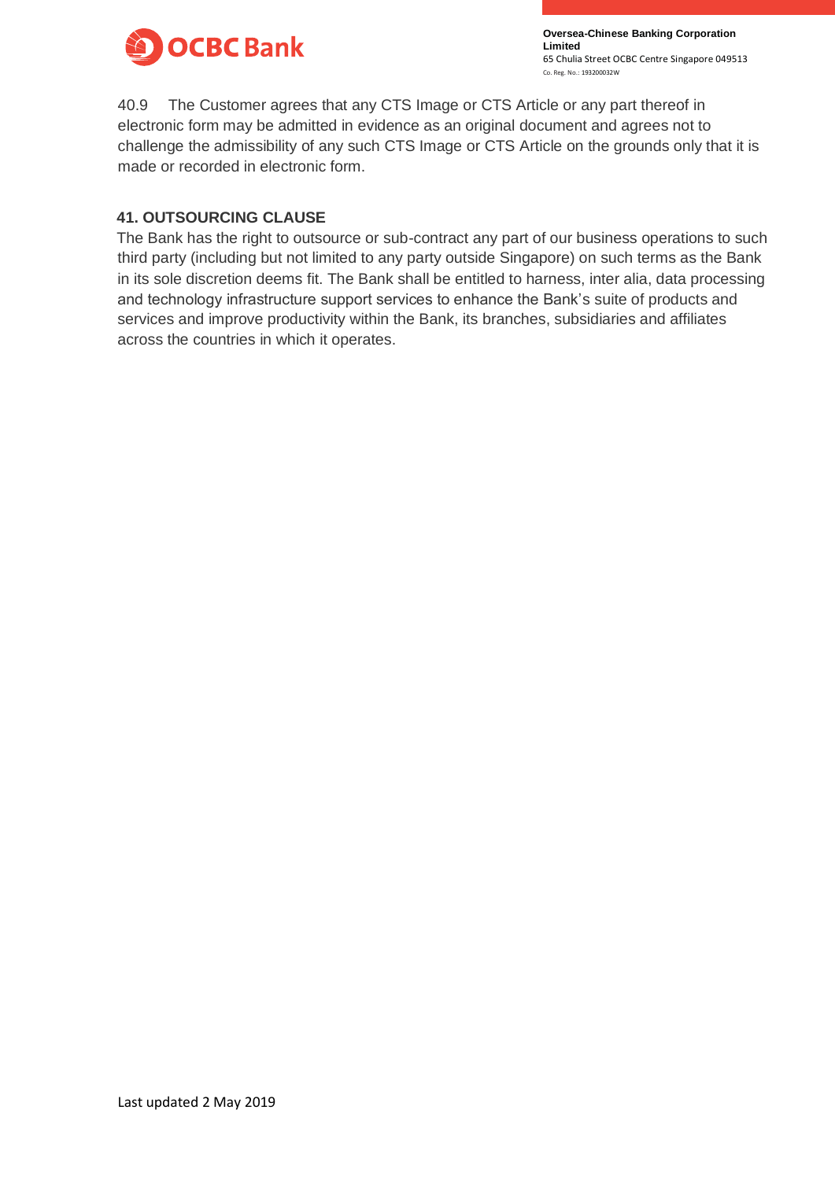40.9 The Customer agrees that any CTS Image or CTS Article or any part thereof in electronic form may be admitted in evidence as an original document and agrees not to challenge the admissibility of any such CTS Image or CTS Article on the grounds only that it is made or recorded in electronic form.

**41. OUTSOURCING CLAUSE**

The Bank has the right to outsource or sub-contract any part of our business operations to such third party (including but not limited to any party outside Singapore) on such terms as the Bank in its sole discretion deems fit. The Bank shall be entitled to harness, inter alia, data processing and technology infrastructure support services to enhance the Bank's suite of products and services and improve productivity within the Bank, its branches, subsidiaries and affiliates across the countries in which it operates.